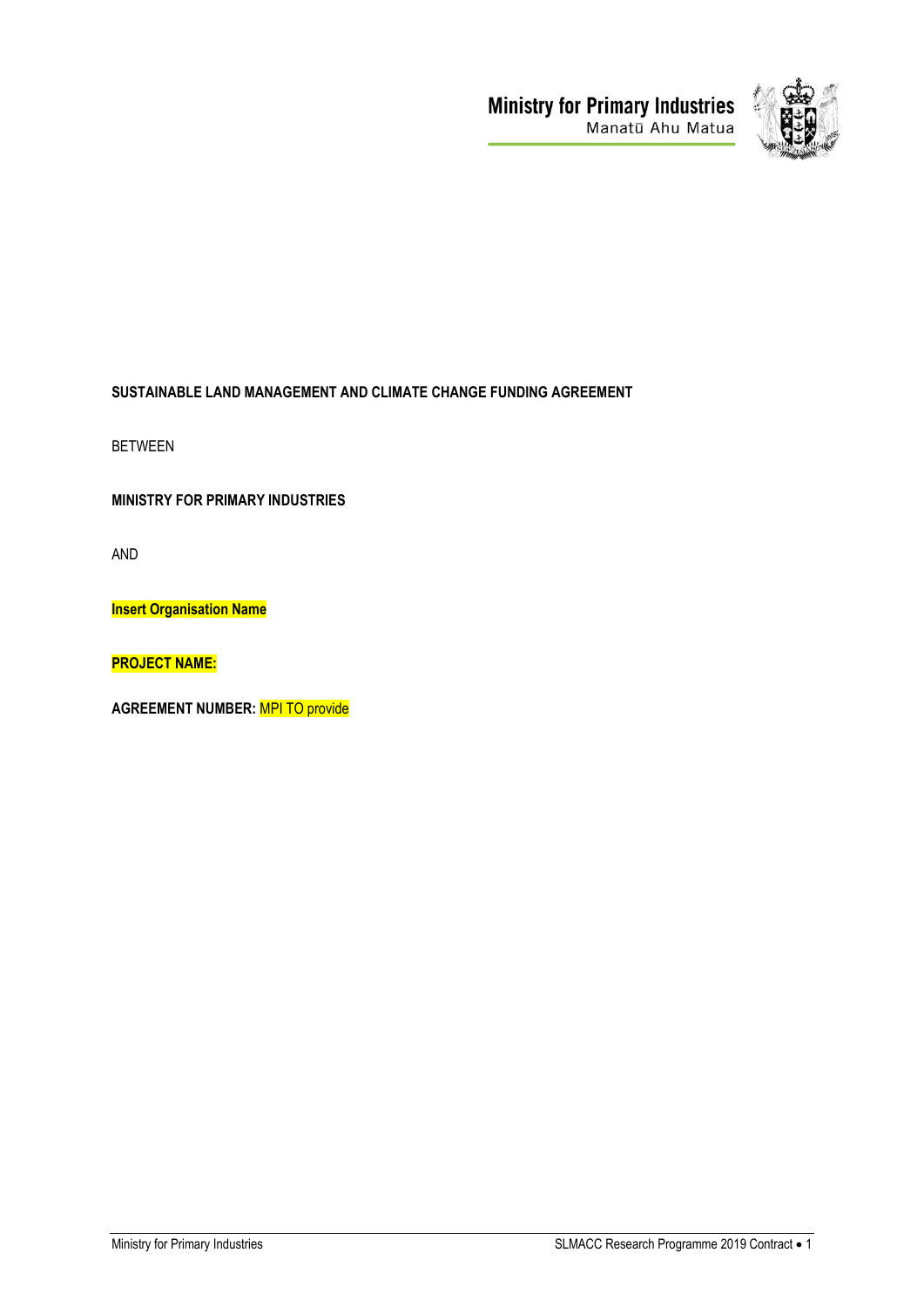Ministry for Primary Industries
Manatū Ahu Matua

**SUSTAINABLE LAND MANAGEMENT AND CLIMATE CHANGE FUNDING AGREEMENT**

BETWEEN

**MINISTRY FOR PRIMARY INDUSTRIES**

AND

**Insert Organisation Name**

**PROJECT NAME:**

**AGREEMENT NUMBER:** MPI TO provide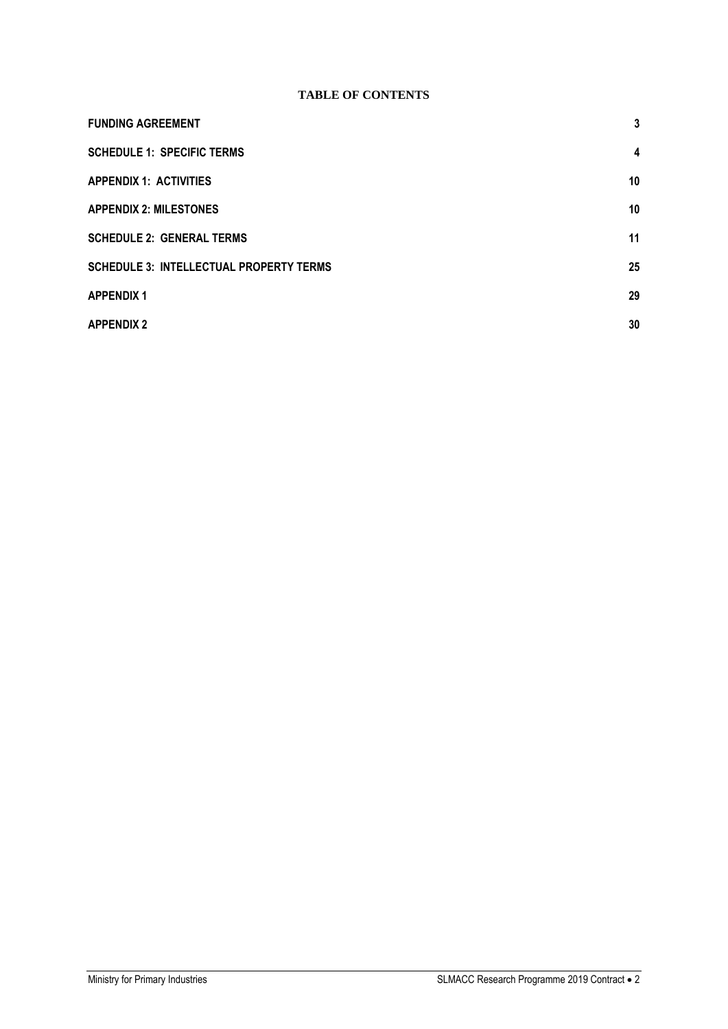**TABLE OF CONTENTS**

| | |
|---|---|
| **FUNDING AGREEMENT** | **3** |
| **SCHEDULE 1: SPECIFIC TERMS** | **4** |
| **APPENDIX 1: ACTIVITIES** | **10** |
| **APPENDIX 2: MILESTONES** | **10** |
| **SCHEDULE 2: GENERAL TERMS** | **11** |
| **SCHEDULE 3: INTELLECTUAL PROPERTY TERMS** | **25** |
| **APPENDIX 1** | **29** |
| **APPENDIX 2** | **30** |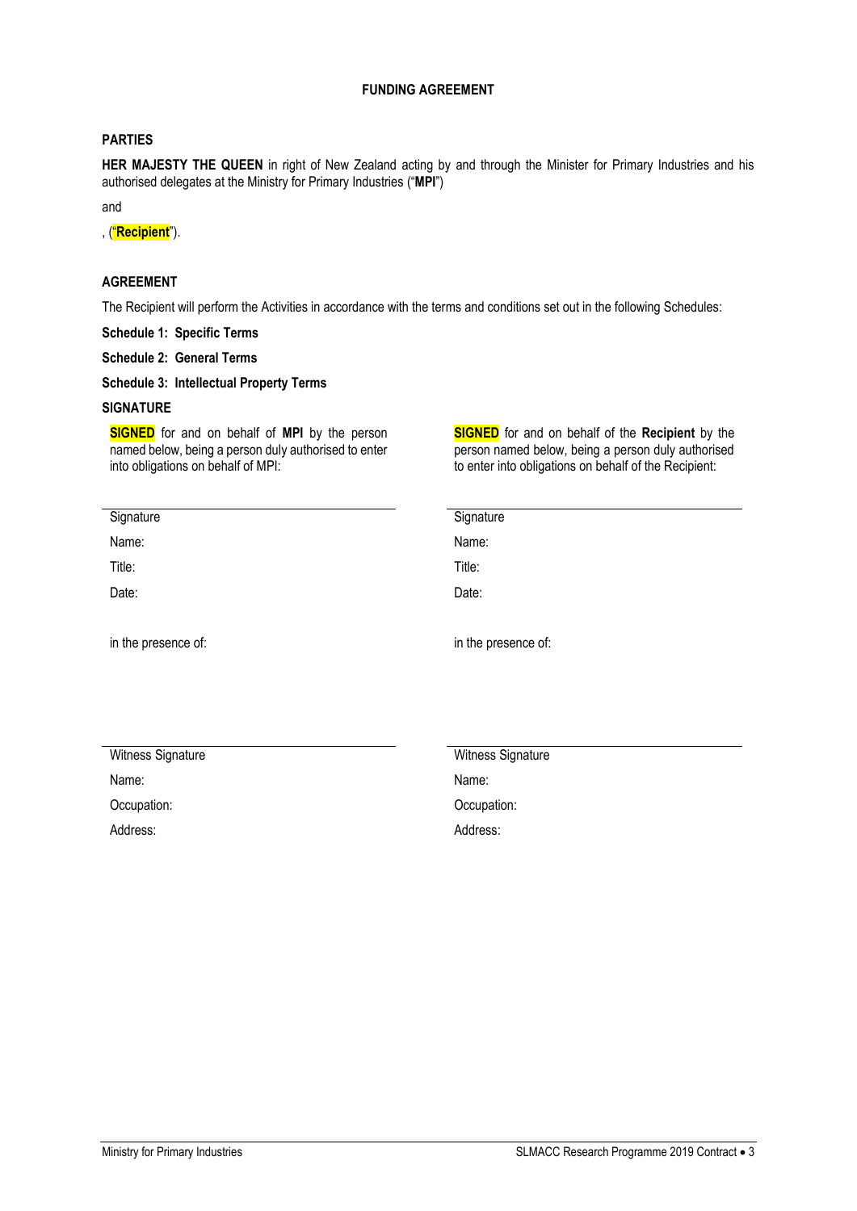# FUNDING AGREEMENT

## PARTIES

**HER MAJESTY THE QUEEN** in right of New Zealand acting by and through the Minister for Primary Industries and his authorised delegates at the Ministry for Primary Industries ("**MPI**")

and

, ("**Recipient**").

## AGREEMENT

The Recipient will perform the Activities in accordance with the terms and conditions set out in the following Schedules:

**Schedule 1: Specific Terms**

**Schedule 2: General Terms**

**Schedule 3: Intellectual Property Terms**

## SIGNATURE

**SIGNED** for and on behalf of **MPI** by the person named below, being a person duly authorised to enter into obligations on behalf of MPI:

Signature

Name:

Title:

Date:

in the presence of:

Witness Signature

Name:

Occupation:

Address:

**SIGNED** for and on behalf of the **Recipient** by the person named below, being a person duly authorised to enter into obligations on behalf of the Recipient:

Signature

Name:

Title:

Date:

in the presence of:

Witness Signature

Name:

Occupation:

Address: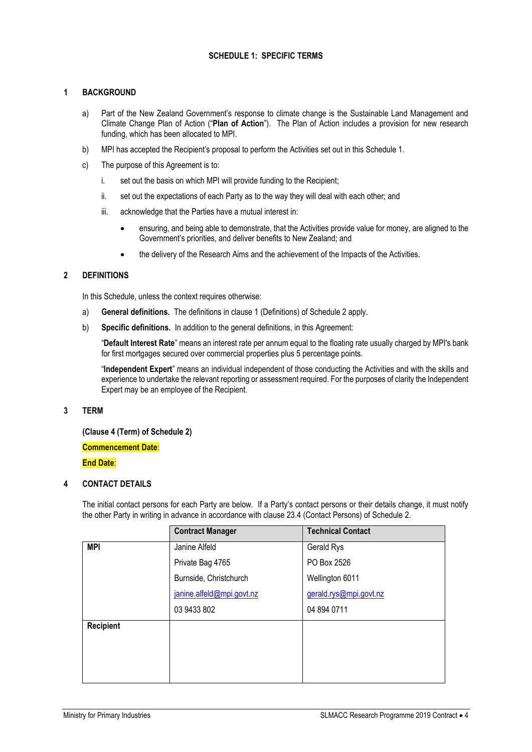## SCHEDULE 1: SPECIFIC TERMS

### 1 BACKGROUND

a) Part of the New Zealand Government's response to climate change is the Sustainable Land Management and Climate Change Plan of Action ("**Plan of Action**"). The Plan of Action includes a provision for new research funding, which has been allocated to MPI.

b) MPI has accepted the Recipient's proposal to perform the Activities set out in this Schedule 1.

c) The purpose of this Agreement is to:

   i. set out the basis on which MPI will provide funding to the Recipient;

   ii. set out the expectations of each Party as to the way they will deal with each other; and

   iii. acknowledge that the Parties have a mutual interest in:

      - ensuring, and being able to demonstrate, that the Activities provide value for money, are aligned to the Government's priorities, and deliver benefits to New Zealand; and
      - the delivery of the Research Aims and the achievement of the Impacts of the Activities.

### 2 DEFINITIONS

In this Schedule, unless the context requires otherwise:

a) **General definitions.** The definitions in clause 1 (Definitions) of Schedule 2 apply.

b) **Specific definitions.** In addition to the general definitions, in this Agreement:

"**Default Interest Rate**" means an interest rate per annum equal to the floating rate usually charged by MPI's bank for first mortgages secured over commercial properties plus 5 percentage points.

"**Independent Expert**" means an individual independent of those conducting the Activities and with the skills and experience to undertake the relevant reporting or assessment required. For the purposes of clarity the Independent Expert may be an employee of the Recipient.

### 3 TERM

**(Clause 4 (Term) of Schedule 2)**

**Commencement Date**:

**End Date**:

### 4 CONTACT DETAILS

The initial contact persons for each Party are below. If a Party's contact persons or their details change, it must notify the other Party in writing in advance in accordance with clause 23.4 (Contact Persons) of Schedule 2.

| | **Contract Manager** | **Technical Contact** |
|---|---|---|
| **MPI** | Janine Alfeld<br>Private Bag 4765<br>Burnside, Christchurch<br>janine.alfeld@mpi.govt.nz<br>03 9433 802 | Gerald Rys<br>PO Box 2526<br>Wellington 6011<br>gerald.rys@mpi.govt.nz<br>04 894 0711 |
| **Recipient** | | |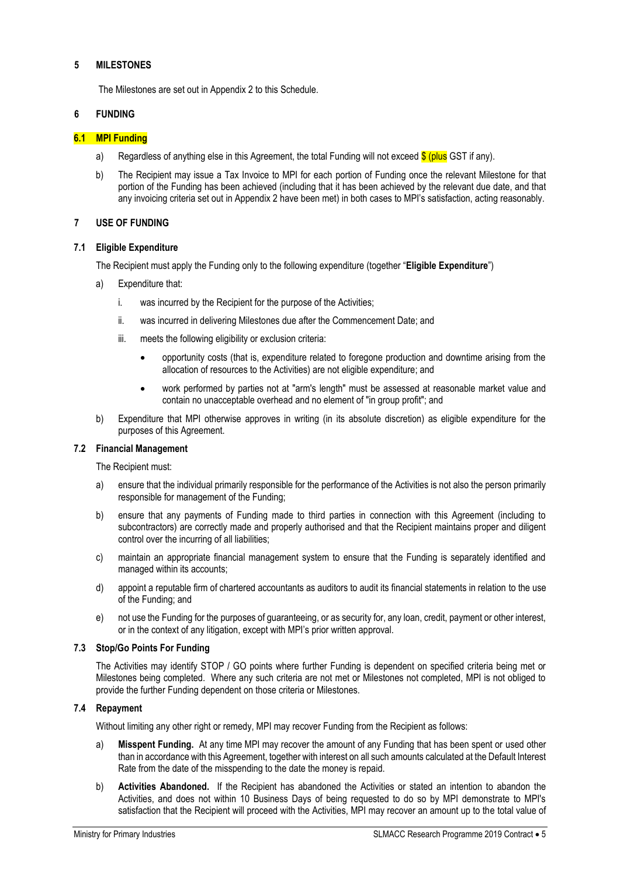## 5 MILESTONES

The Milestones are set out in Appendix 2 to this Schedule.

## 6 FUNDING

### 6.1 MPI Funding

a) Regardless of anything else in this Agreement, the total Funding will not exceed $ (plus GST if any).

b) The Recipient may issue a Tax Invoice to MPI for each portion of Funding once the relevant Milestone for that portion of the Funding has been achieved (including that it has been achieved by the relevant due date, and that any invoicing criteria set out in Appendix 2 have been met) in both cases to MPI's satisfaction, acting reasonably.

## 7 USE OF FUNDING

### 7.1 Eligible Expenditure

The Recipient must apply the Funding only to the following expenditure (together "**Eligible Expenditure**")

a) Expenditure that:

   i. was incurred by the Recipient for the purpose of the Activities;

   ii. was incurred in delivering Milestones due after the Commencement Date; and

   iii. meets the following eligibility or exclusion criteria:

      - opportunity costs (that is, expenditure related to foregone production and downtime arising from the allocation of resources to the Activities) are not eligible expenditure; and
      - work performed by parties not at "arm's length" must be assessed at reasonable market value and contain no unacceptable overhead and no element of "in group profit"; and

b) Expenditure that MPI otherwise approves in writing (in its absolute discretion) as eligible expenditure for the purposes of this Agreement.

### 7.2 Financial Management

The Recipient must:

a) ensure that the individual primarily responsible for the performance of the Activities is not also the person primarily responsible for management of the Funding;

b) ensure that any payments of Funding made to third parties in connection with this Agreement (including to subcontractors) are correctly made and properly authorised and that the Recipient maintains proper and diligent control over the incurring of all liabilities;

c) maintain an appropriate financial management system to ensure that the Funding is separately identified and managed within its accounts;

d) appoint a reputable firm of chartered accountants as auditors to audit its financial statements in relation to the use of the Funding; and

e) not use the Funding for the purposes of guaranteeing, or as security for, any loan, credit, payment or other interest, or in the context of any litigation, except with MPI's prior written approval.

### 7.3 Stop/Go Points For Funding

The Activities may identify STOP / GO points where further Funding is dependent on specified criteria being met or Milestones being completed. Where any such criteria are not met or Milestones not completed, MPI is not obliged to provide the further Funding dependent on those criteria or Milestones.

### 7.4 Repayment

Without limiting any other right or remedy, MPI may recover Funding from the Recipient as follows:

a) **Misspent Funding.** At any time MPI may recover the amount of any Funding that has been spent or used other than in accordance with this Agreement, together with interest on all such amounts calculated at the Default Interest Rate from the date of the misspending to the date the money is repaid.

b) **Activities Abandoned.** If the Recipient has abandoned the Activities or stated an intention to abandon the Activities, and does not within 10 Business Days of being requested to do so by MPI demonstrate to MPI's satisfaction that the Recipient will proceed with the Activities, MPI may recover an amount up to the total value of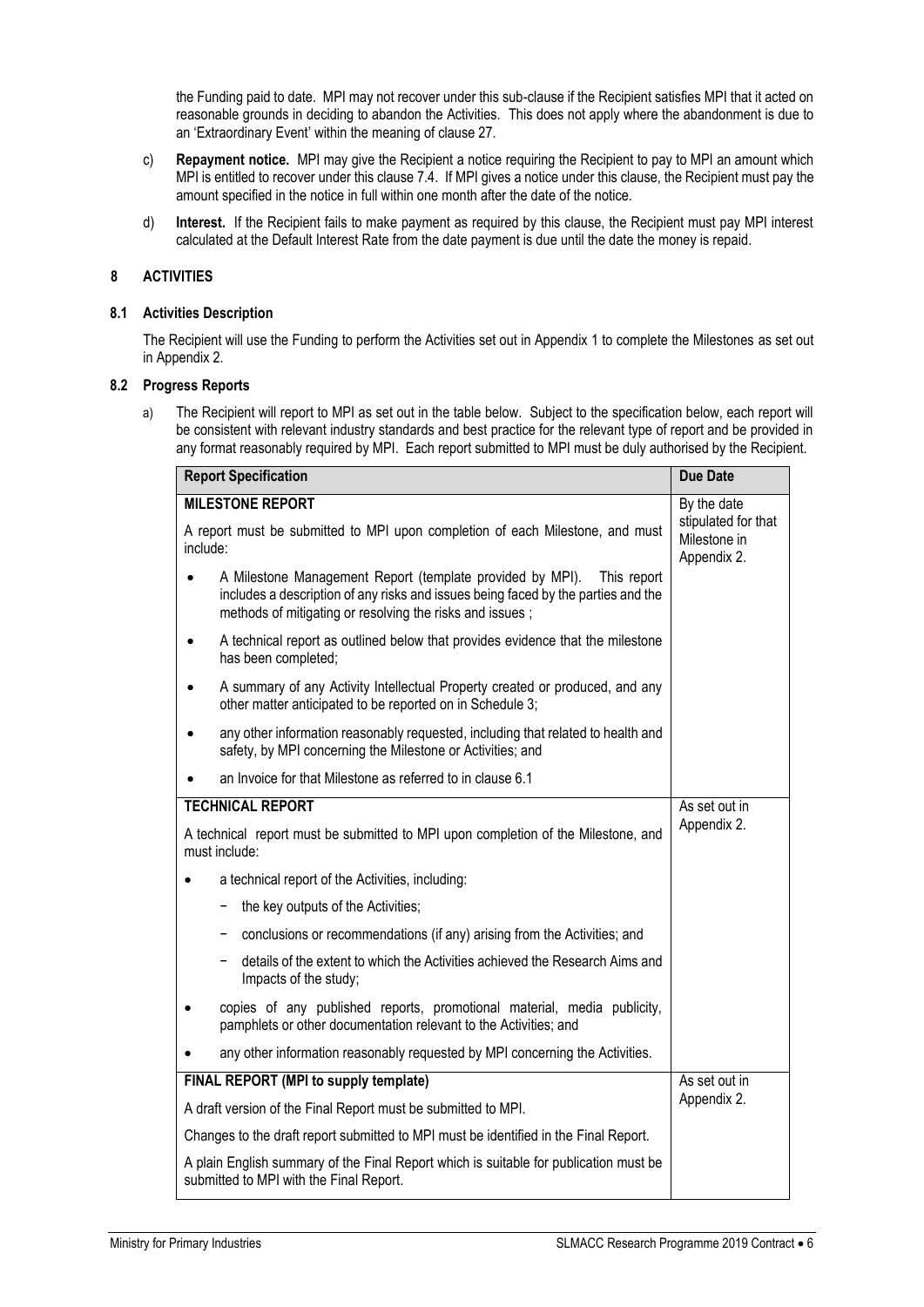the Funding paid to date. MPI may not recover under this sub-clause if the Recipient satisfies MPI that it acted on reasonable grounds in deciding to abandon the Activities. This does not apply where the abandonment is due to an 'Extraordinary Event' within the meaning of clause 27.

c) **Repayment notice.** MPI may give the Recipient a notice requiring the Recipient to pay to MPI an amount which MPI is entitled to recover under this clause 7.4. If MPI gives a notice under this clause, the Recipient must pay the amount specified in the notice in full within one month after the date of the notice.

d) **Interest.** If the Recipient fails to make payment as required by this clause, the Recipient must pay MPI interest calculated at the Default Interest Rate from the date payment is due until the date the money is repaid.

## 8 ACTIVITIES

### 8.1 Activities Description

The Recipient will use the Funding to perform the Activities set out in Appendix 1 to complete the Milestones as set out in Appendix 2.

### 8.2 Progress Reports

a) The Recipient will report to MPI as set out in the table below. Subject to the specification below, each report will be consistent with relevant industry standards and best practice for the relevant type of report and be provided in any format reasonably required by MPI. Each report submitted to MPI must be duly authorised by the Recipient.

| Report Specification | Due Date |
|---|---|
| **MILESTONE REPORT**<br><br>A report must be submitted to MPI upon completion of each Milestone, and must include:<br><br>• A Milestone Management Report (template provided by MPI). This report includes a description of any risks and issues being faced by the parties and the methods of mitigating or resolving the risks and issues ;<br>• A technical report as outlined below that provides evidence that the milestone has been completed;<br>• A summary of any Activity Intellectual Property created or produced, and any other matter anticipated to be reported on in Schedule 3;<br>• any other information reasonably requested, including that related to health and safety, by MPI concerning the Milestone or Activities; and<br>• an Invoice for that Milestone as referred to in clause 6.1 | By the date stipulated for that Milestone in Appendix 2. |
| **TECHNICAL REPORT**<br><br>A technical report must be submitted to MPI upon completion of the Milestone, and must include:<br><br>• a technical report of the Activities, including:<br>  − the key outputs of the Activities;<br>  − conclusions or recommendations (if any) arising from the Activities; and<br>  − details of the extent to which the Activities achieved the Research Aims and Impacts of the study;<br>• copies of any published reports, promotional material, media publicity, pamphlets or other documentation relevant to the Activities; and<br>• any other information reasonably requested by MPI concerning the Activities. | As set out in Appendix 2. |
| **FINAL REPORT (MPI to supply template)**<br><br>A draft version of the Final Report must be submitted to MPI.<br><br>Changes to the draft report submitted to MPI must be identified in the Final Report.<br><br>A plain English summary of the Final Report which is suitable for publication must be submitted to MPI with the Final Report. | As set out in Appendix 2. |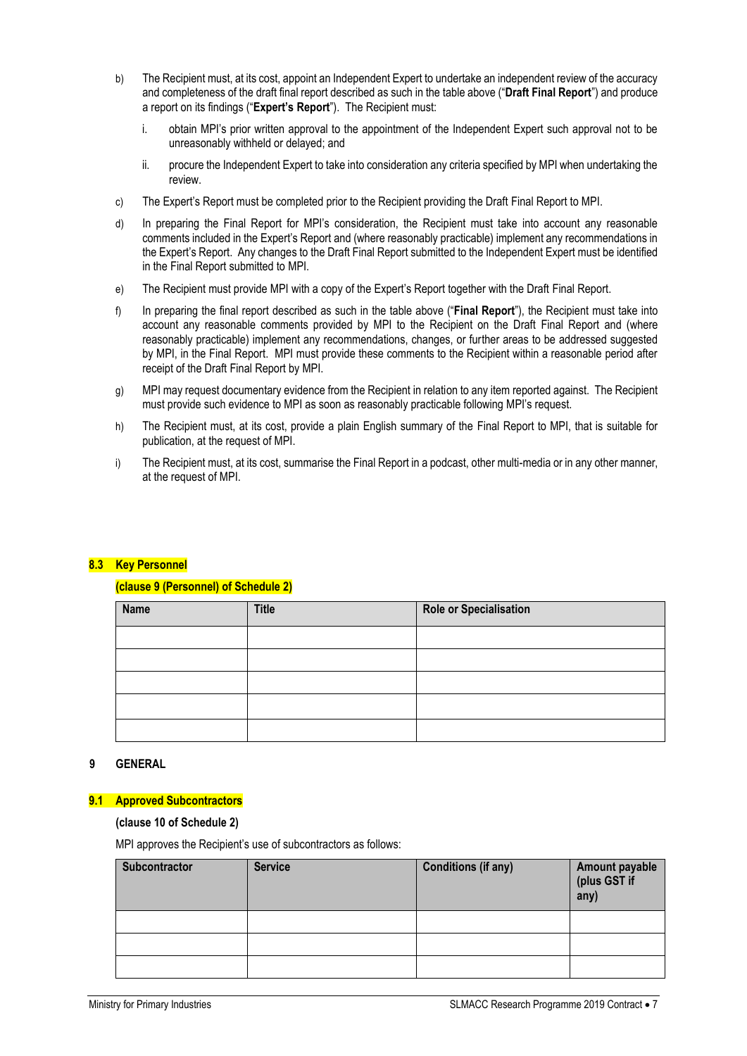b) The Recipient must, at its cost, appoint an Independent Expert to undertake an independent review of the accuracy and completeness of the draft final report described as such in the table above ("**Draft Final Report**") and produce a report on its findings ("**Expert's Report**"). The Recipient must:

   i. obtain MPI's prior written approval to the appointment of the Independent Expert such approval not to be unreasonably withheld or delayed; and

   ii. procure the Independent Expert to take into consideration any criteria specified by MPI when undertaking the review.

c) The Expert's Report must be completed prior to the Recipient providing the Draft Final Report to MPI.

d) In preparing the Final Report for MPI's consideration, the Recipient must take into account any reasonable comments included in the Expert's Report and (where reasonably practicable) implement any recommendations in the Expert's Report. Any changes to the Draft Final Report submitted to the Independent Expert must be identified in the Final Report submitted to MPI.

e) The Recipient must provide MPI with a copy of the Expert's Report together with the Draft Final Report.

f) In preparing the final report described as such in the table above ("**Final Report**"), the Recipient must take into account any reasonable comments provided by MPI to the Recipient on the Draft Final Report and (where reasonably practicable) implement any recommendations, changes, or further areas to be addressed suggested by MPI, in the Final Report. MPI must provide these comments to the Recipient within a reasonable period after receipt of the Draft Final Report by MPI.

g) MPI may request documentary evidence from the Recipient in relation to any item reported against. The Recipient must provide such evidence to MPI as soon as reasonably practicable following MPI's request.

h) The Recipient must, at its cost, provide a plain English summary of the Final Report to MPI, that is suitable for publication, at the request of MPI.

i) The Recipient must, at its cost, summarise the Final Report in a podcast, other multi-media or in any other manner, at the request of MPI.

### 8.3 Key Personnel

**(clause 9 (Personnel) of Schedule 2)**

| Name | Title | Role or Specialisation |
|---|---|---|
| | | |
| | | |
| | | |
| | | |
| | | |

## 9 GENERAL

### 9.1 Approved Subcontractors

**(clause 10 of Schedule 2)**

MPI approves the Recipient's use of subcontractors as follows:

| Subcontractor | Service | Conditions (if any) | Amount payable (plus GST if any) |
|---|---|---|---|
| | | | |
| | | | |
| | | | |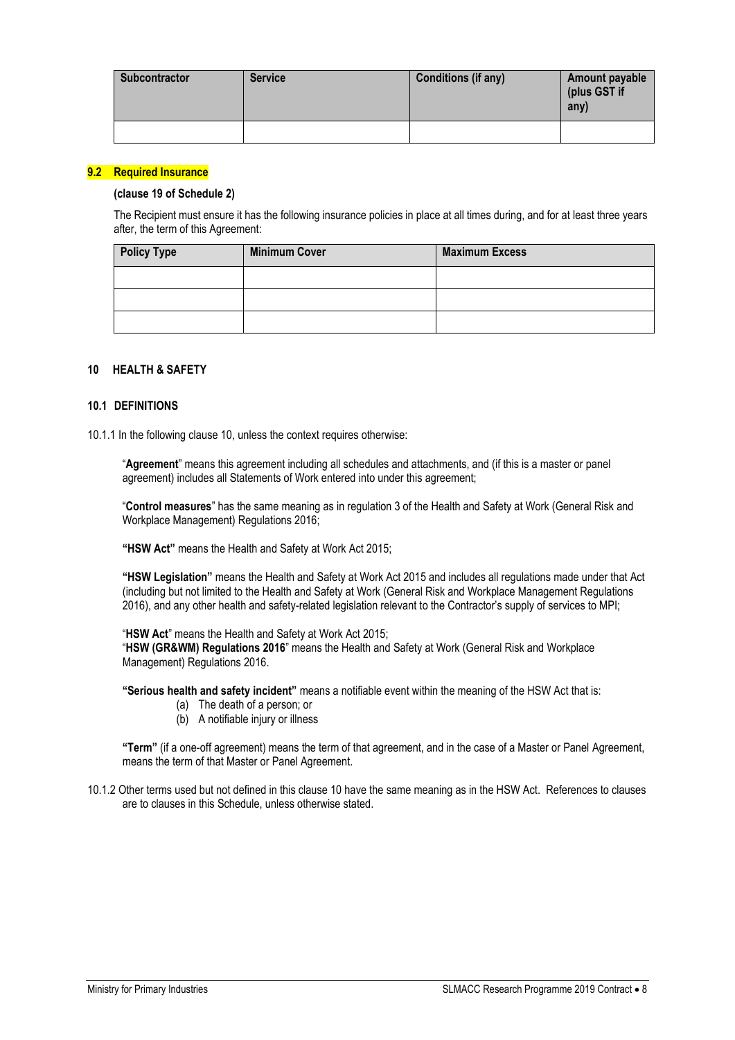| Subcontractor | Service | Conditions (if any) | Amount payable (plus GST if any) |
| --- | --- | --- | --- |
| | | | |

### 9.2 Required Insurance

**(clause 19 of Schedule 2)**

The Recipient must ensure it has the following insurance policies in place at all times during, and for at least three years after, the term of this Agreement:

| Policy Type | Minimum Cover | Maximum Excess |
| --- | --- | --- |
| | | |
| | | |
| | | |

## 10 HEALTH & SAFETY

### 10.1 DEFINITIONS

10.1.1 In the following clause 10, unless the context requires otherwise:

"**Agreement**" means this agreement including all schedules and attachments, and (if this is a master or panel agreement) includes all Statements of Work entered into under this agreement;

"**Control measures**" has the same meaning as in regulation 3 of the Health and Safety at Work (General Risk and Workplace Management) Regulations 2016;

**"HSW Act"** means the Health and Safety at Work Act 2015;

**"HSW Legislation"** means the Health and Safety at Work Act 2015 and includes all regulations made under that Act (including but not limited to the Health and Safety at Work (General Risk and Workplace Management Regulations 2016), and any other health and safety-related legislation relevant to the Contractor's supply of services to MPI;

"**HSW Act**" means the Health and Safety at Work Act 2015;
"**HSW (GR&WM) Regulations 2016**" means the Health and Safety at Work (General Risk and Workplace Management) Regulations 2016.

**"Serious health and safety incident"** means a notifiable event within the meaning of the HSW Act that is:

(a) The death of a person; or
(b) A notifiable injury or illness

**"Term"** (if a one-off agreement) means the term of that agreement, and in the case of a Master or Panel Agreement, means the term of that Master or Panel Agreement.

10.1.2 Other terms used but not defined in this clause 10 have the same meaning as in the HSW Act. References to clauses are to clauses in this Schedule, unless otherwise stated.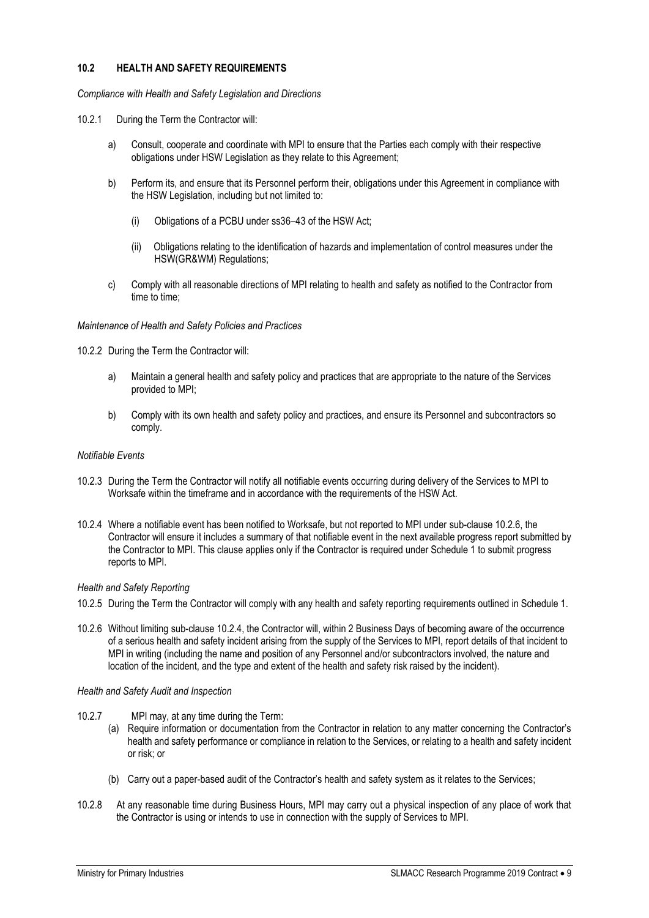### 10.2 HEALTH AND SAFETY REQUIREMENTS

*Compliance with Health and Safety Legislation and Directions*

10.2.1 During the Term the Contractor will:

a) Consult, cooperate and coordinate with MPI to ensure that the Parties each comply with their respective obligations under HSW Legislation as they relate to this Agreement;

b) Perform its, and ensure that its Personnel perform their, obligations under this Agreement in compliance with the HSW Legislation, including but not limited to:

(i) Obligations of a PCBU under ss36–43 of the HSW Act;

(ii) Obligations relating to the identification of hazards and implementation of control measures under the HSW(GR&WM) Regulations;

c) Comply with all reasonable directions of MPI relating to health and safety as notified to the Contractor from time to time;

*Maintenance of Health and Safety Policies and Practices*

10.2.2 During the Term the Contractor will:

a) Maintain a general health and safety policy and practices that are appropriate to the nature of the Services provided to MPI;

b) Comply with its own health and safety policy and practices, and ensure its Personnel and subcontractors so comply.

*Notifiable Events*

10.2.3 During the Term the Contractor will notify all notifiable events occurring during delivery of the Services to MPI to Worksafe within the timeframe and in accordance with the requirements of the HSW Act.

10.2.4 Where a notifiable event has been notified to Worksafe, but not reported to MPI under sub-clause 10.2.6, the Contractor will ensure it includes a summary of that notifiable event in the next available progress report submitted by the Contractor to MPI. This clause applies only if the Contractor is required under Schedule 1 to submit progress reports to MPI.

*Health and Safety Reporting*

10.2.5 During the Term the Contractor will comply with any health and safety reporting requirements outlined in Schedule 1.

10.2.6 Without limiting sub-clause 10.2.4, the Contractor will, within 2 Business Days of becoming aware of the occurrence of a serious health and safety incident arising from the supply of the Services to MPI, report details of that incident to MPI in writing (including the name and position of any Personnel and/or subcontractors involved, the nature and location of the incident, and the type and extent of the health and safety risk raised by the incident).

*Health and Safety Audit and Inspection*

10.2.7 MPI may, at any time during the Term:

(a) Require information or documentation from the Contractor in relation to any matter concerning the Contractor's health and safety performance or compliance in relation to the Services, or relating to a health and safety incident or risk; or

(b) Carry out a paper-based audit of the Contractor's health and safety system as it relates to the Services;

10.2.8 At any reasonable time during Business Hours, MPI may carry out a physical inspection of any place of work that the Contractor is using or intends to use in connection with the supply of Services to MPI.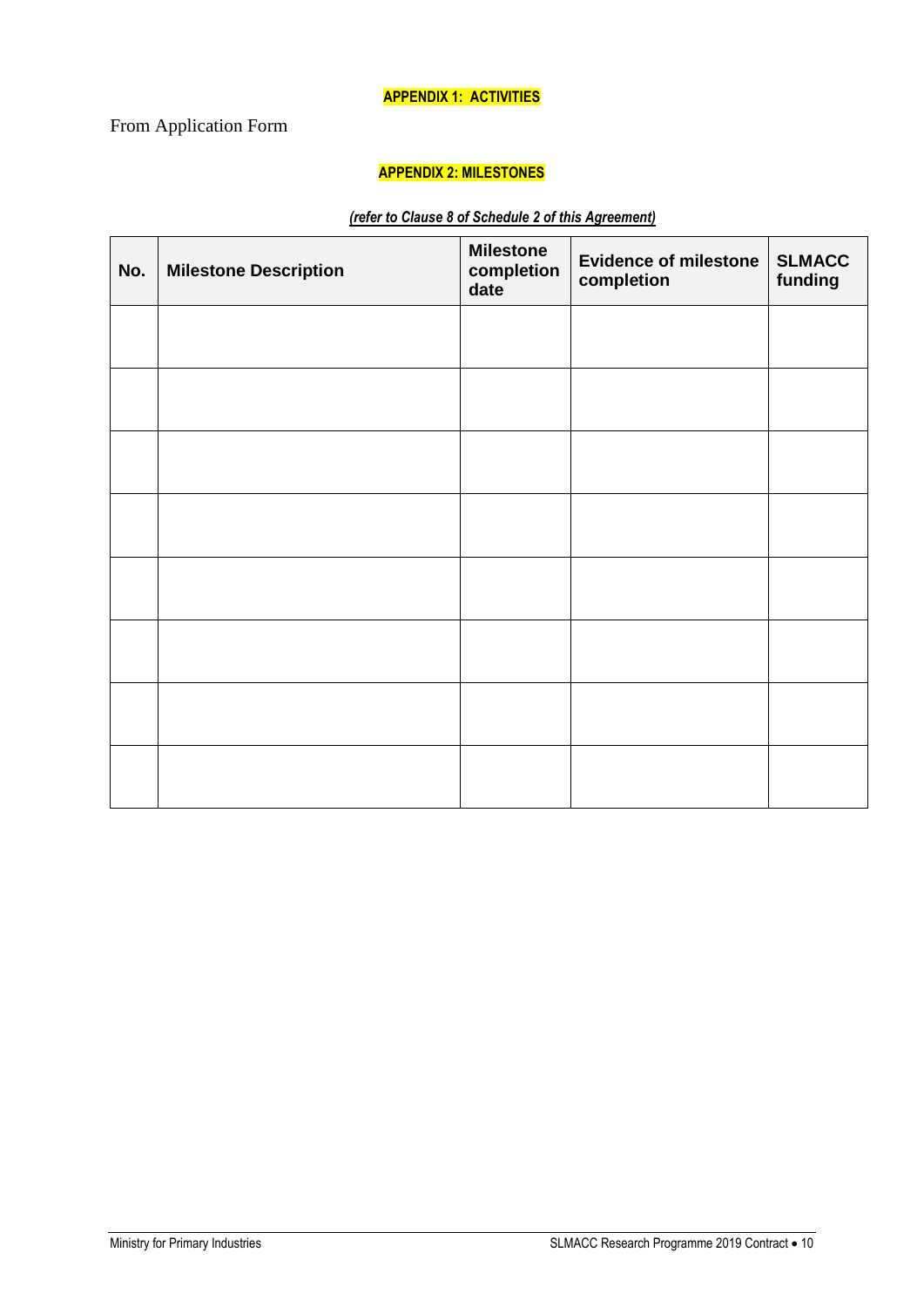**APPENDIX 1: ACTIVITIES**

From Application Form

**APPENDIX 2: MILESTONES**

***(refer to Clause 8 of Schedule 2 of this Agreement)***

| No. | Milestone Description | Milestone completion date | Evidence of milestone completion | SLMACC funding |
|---|---|---|---|---|
| | | | | |
| | | | | |
| | | | | |
| | | | | |
| | | | | |
| | | | | |
| | | | | |
| | | | | |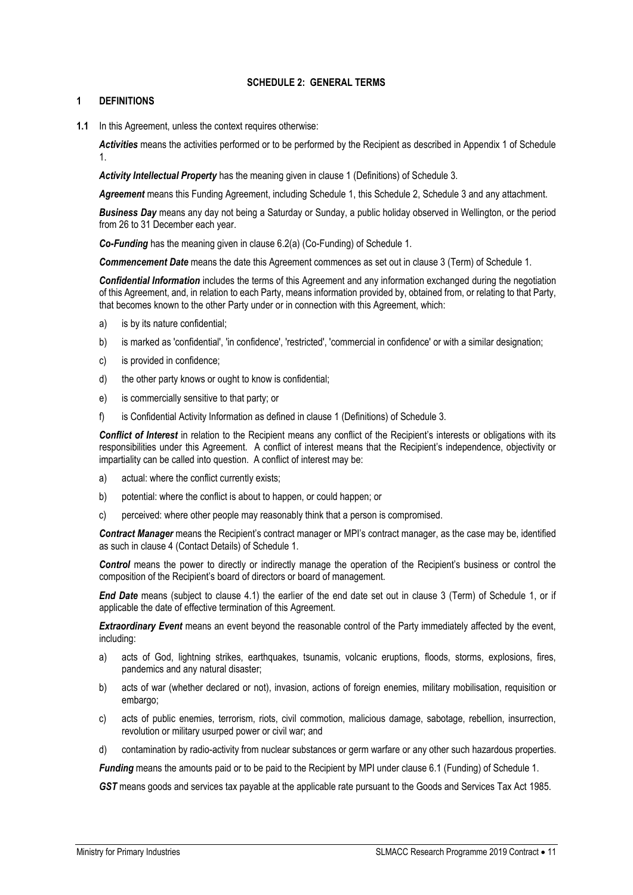## SCHEDULE 2: GENERAL TERMS

### 1 DEFINITIONS

**1.1** In this Agreement, unless the context requires otherwise:

***Activities*** means the activities performed or to be performed by the Recipient as described in Appendix 1 of Schedule 1.

***Activity Intellectual Property*** has the meaning given in clause 1 (Definitions) of Schedule 3.

***Agreement*** means this Funding Agreement, including Schedule 1, this Schedule 2, Schedule 3 and any attachment.

***Business Day*** means any day not being a Saturday or Sunday, a public holiday observed in Wellington, or the period from 26 to 31 December each year.

***Co-Funding*** has the meaning given in clause 6.2(a) (Co-Funding) of Schedule 1.

***Commencement Date*** means the date this Agreement commences as set out in clause 3 (Term) of Schedule 1.

***Confidential Information*** includes the terms of this Agreement and any information exchanged during the negotiation of this Agreement, and, in relation to each Party, means information provided by, obtained from, or relating to that Party, that becomes known to the other Party under or in connection with this Agreement, which:

a) is by its nature confidential;

b) is marked as 'confidential', 'in confidence', 'restricted', 'commercial in confidence' or with a similar designation;

c) is provided in confidence;

d) the other party knows or ought to know is confidential;

e) is commercially sensitive to that party; or

f) is Confidential Activity Information as defined in clause 1 (Definitions) of Schedule 3.

***Conflict of Interest*** in relation to the Recipient means any conflict of the Recipient's interests or obligations with its responsibilities under this Agreement. A conflict of interest means that the Recipient's independence, objectivity or impartiality can be called into question. A conflict of interest may be:

a) actual: where the conflict currently exists;

b) potential: where the conflict is about to happen, or could happen; or

c) perceived: where other people may reasonably think that a person is compromised.

***Contract Manager*** means the Recipient's contract manager or MPI's contract manager, as the case may be, identified as such in clause 4 (Contact Details) of Schedule 1.

***Control*** means the power to directly or indirectly manage the operation of the Recipient's business or control the composition of the Recipient's board of directors or board of management.

***End Date*** means (subject to clause 4.1) the earlier of the end date set out in clause 3 (Term) of Schedule 1, or if applicable the date of effective termination of this Agreement.

***Extraordinary Event*** means an event beyond the reasonable control of the Party immediately affected by the event, including:

a) acts of God, lightning strikes, earthquakes, tsunamis, volcanic eruptions, floods, storms, explosions, fires, pandemics and any natural disaster;

b) acts of war (whether declared or not), invasion, actions of foreign enemies, military mobilisation, requisition or embargo;

c) acts of public enemies, terrorism, riots, civil commotion, malicious damage, sabotage, rebellion, insurrection, revolution or military usurped power or civil war; and

d) contamination by radio-activity from nuclear substances or germ warfare or any other such hazardous properties.

***Funding*** means the amounts paid or to be paid to the Recipient by MPI under clause 6.1 (Funding) of Schedule 1.

***GST*** means goods and services tax payable at the applicable rate pursuant to the Goods and Services Tax Act 1985.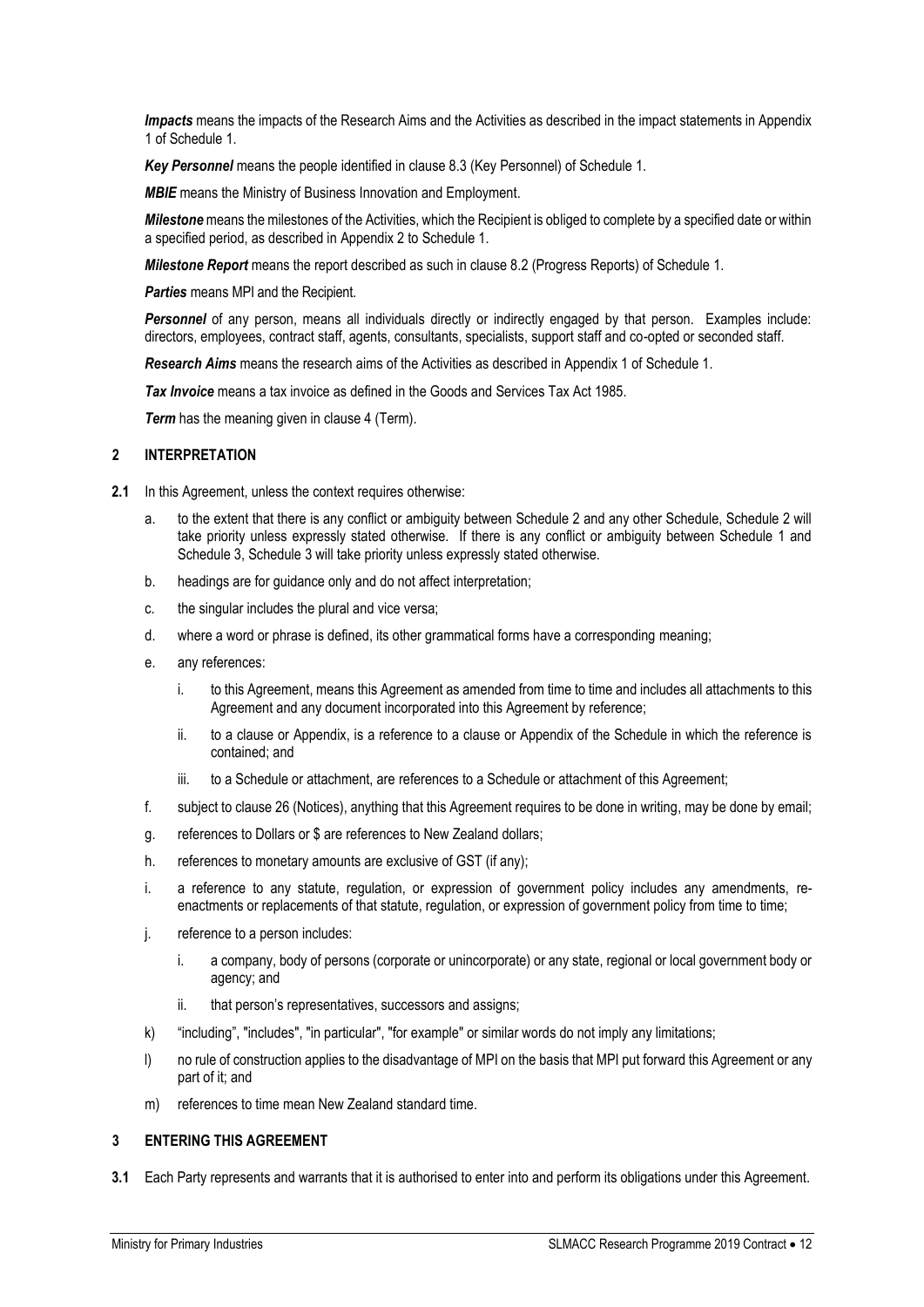***Impacts*** means the impacts of the Research Aims and the Activities as described in the impact statements in Appendix 1 of Schedule 1.

***Key Personnel*** means the people identified in clause 8.3 (Key Personnel) of Schedule 1.

***MBIE*** means the Ministry of Business Innovation and Employment.

***Milestone*** means the milestones of the Activities, which the Recipient is obliged to complete by a specified date or within a specified period, as described in Appendix 2 to Schedule 1.

***Milestone Report*** means the report described as such in clause 8.2 (Progress Reports) of Schedule 1.

***Parties*** means MPI and the Recipient.

***Personnel*** of any person, means all individuals directly or indirectly engaged by that person. Examples include: directors, employees, contract staff, agents, consultants, specialists, support staff and co-opted or seconded staff.

***Research Aims*** means the research aims of the Activities as described in Appendix 1 of Schedule 1.

***Tax Invoice*** means a tax invoice as defined in the Goods and Services Tax Act 1985.

***Term*** has the meaning given in clause 4 (Term).

## 2 INTERPRETATION

**2.1** In this Agreement, unless the context requires otherwise:

a. to the extent that there is any conflict or ambiguity between Schedule 2 and any other Schedule, Schedule 2 will take priority unless expressly stated otherwise. If there is any conflict or ambiguity between Schedule 1 and Schedule 3, Schedule 3 will take priority unless expressly stated otherwise.

b. headings are for guidance only and do not affect interpretation;

c. the singular includes the plural and vice versa;

d. where a word or phrase is defined, its other grammatical forms have a corresponding meaning;

e. any references:

   i. to this Agreement, means this Agreement as amended from time to time and includes all attachments to this Agreement and any document incorporated into this Agreement by reference;

   ii. to a clause or Appendix, is a reference to a clause or Appendix of the Schedule in which the reference is contained; and

   iii. to a Schedule or attachment, are references to a Schedule or attachment of this Agreement;

f. subject to clause 26 (Notices), anything that this Agreement requires to be done in writing, may be done by email;

g. references to Dollars or $ are references to New Zealand dollars;

h. references to monetary amounts are exclusive of GST (if any);

i. a reference to any statute, regulation, or expression of government policy includes any amendments, re-enactments or replacements of that statute, regulation, or expression of government policy from time to time;

j. reference to a person includes:

   i. a company, body of persons (corporate or unincorporate) or any state, regional or local government body or agency; and

   ii. that person's representatives, successors and assigns;

k) "including", "includes", "in particular", "for example" or similar words do not imply any limitations;

l) no rule of construction applies to the disadvantage of MPI on the basis that MPI put forward this Agreement or any part of it; and

m) references to time mean New Zealand standard time.

## 3 ENTERING THIS AGREEMENT

**3.1** Each Party represents and warrants that it is authorised to enter into and perform its obligations under this Agreement.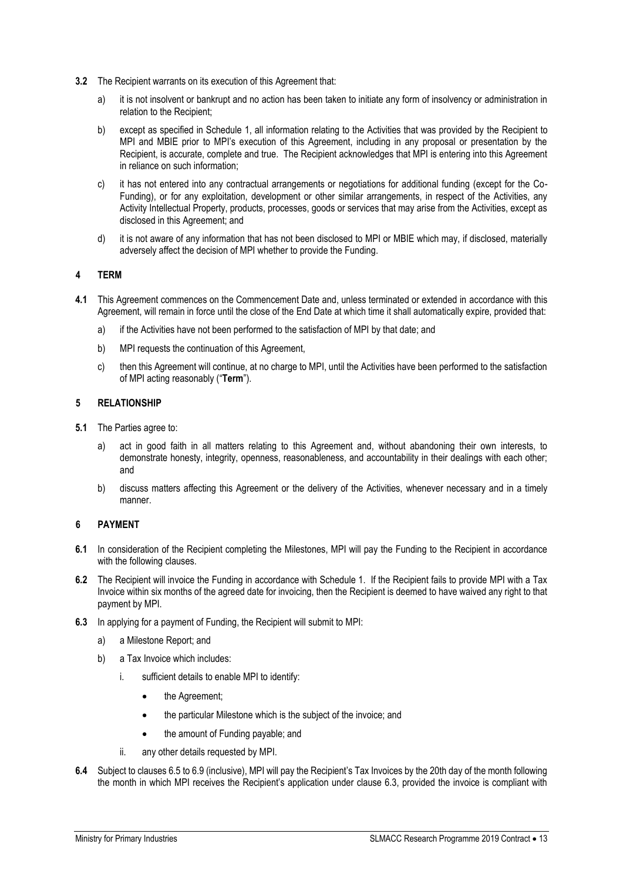**3.2** The Recipient warrants on its execution of this Agreement that:

a) it is not insolvent or bankrupt and no action has been taken to initiate any form of insolvency or administration in relation to the Recipient;

b) except as specified in Schedule 1, all information relating to the Activities that was provided by the Recipient to MPI and MBIE prior to MPI's execution of this Agreement, including in any proposal or presentation by the Recipient, is accurate, complete and true. The Recipient acknowledges that MPI is entering into this Agreement in reliance on such information;

c) it has not entered into any contractual arrangements or negotiations for additional funding (except for the Co-Funding), or for any exploitation, development or other similar arrangements, in respect of the Activities, any Activity Intellectual Property, products, processes, goods or services that may arise from the Activities, except as disclosed in this Agreement; and

d) it is not aware of any information that has not been disclosed to MPI or MBIE which may, if disclosed, materially adversely affect the decision of MPI whether to provide the Funding.

## 4 TERM

**4.1** This Agreement commences on the Commencement Date and, unless terminated or extended in accordance with this Agreement, will remain in force until the close of the End Date at which time it shall automatically expire, provided that:

a) if the Activities have not been performed to the satisfaction of MPI by that date; and

b) MPI requests the continuation of this Agreement,

c) then this Agreement will continue, at no charge to MPI, until the Activities have been performed to the satisfaction of MPI acting reasonably ("**Term**").

## 5 RELATIONSHIP

**5.1** The Parties agree to:

a) act in good faith in all matters relating to this Agreement and, without abandoning their own interests, to demonstrate honesty, integrity, openness, reasonableness, and accountability in their dealings with each other; and

b) discuss matters affecting this Agreement or the delivery of the Activities, whenever necessary and in a timely manner.

## 6 PAYMENT

**6.1** In consideration of the Recipient completing the Milestones, MPI will pay the Funding to the Recipient in accordance with the following clauses.

**6.2** The Recipient will invoice the Funding in accordance with Schedule 1. If the Recipient fails to provide MPI with a Tax Invoice within six months of the agreed date for invoicing, then the Recipient is deemed to have waived any right to that payment by MPI.

**6.3** In applying for a payment of Funding, the Recipient will submit to MPI:

a) a Milestone Report; and

b) a Tax Invoice which includes:

   i. sufficient details to enable MPI to identify:

      - the Agreement;
      - the particular Milestone which is the subject of the invoice; and
      - the amount of Funding payable; and

   ii. any other details requested by MPI.

**6.4** Subject to clauses 6.5 to 6.9 (inclusive), MPI will pay the Recipient's Tax Invoices by the 20th day of the month following the month in which MPI receives the Recipient's application under clause 6.3, provided the invoice is compliant with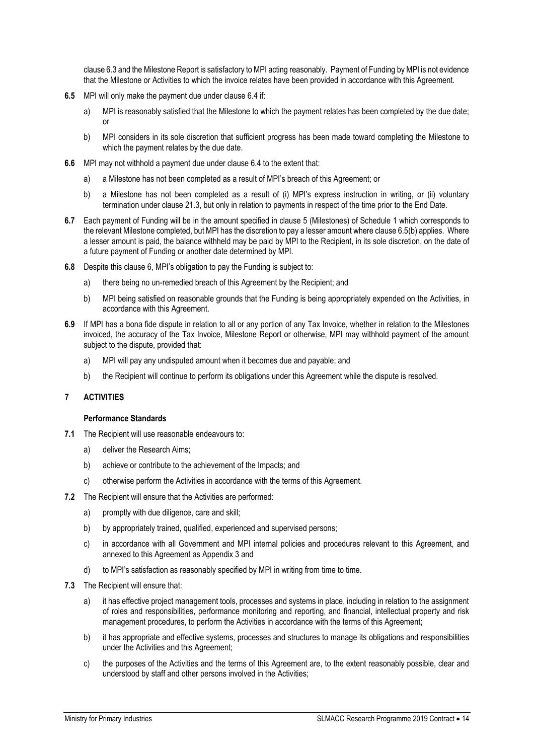clause 6.3 and the Milestone Report is satisfactory to MPI acting reasonably. Payment of Funding by MPI is not evidence that the Milestone or Activities to which the invoice relates have been provided in accordance with this Agreement.

**6.5** MPI will only make the payment due under clause 6.4 if:

a) MPI is reasonably satisfied that the Milestone to which the payment relates has been completed by the due date; or

b) MPI considers in its sole discretion that sufficient progress has been made toward completing the Milestone to which the payment relates by the due date.

**6.6** MPI may not withhold a payment due under clause 6.4 to the extent that:

a) a Milestone has not been completed as a result of MPI's breach of this Agreement; or

b) a Milestone has not been completed as a result of (i) MPI's express instruction in writing, or (ii) voluntary termination under clause 21.3, but only in relation to payments in respect of the time prior to the End Date.

**6.7** Each payment of Funding will be in the amount specified in clause 5 (Milestones) of Schedule 1 which corresponds to the relevant Milestone completed, but MPI has the discretion to pay a lesser amount where clause 6.5(b) applies. Where a lesser amount is paid, the balance withheld may be paid by MPI to the Recipient, in its sole discretion, on the date of a future payment of Funding or another date determined by MPI.

**6.8** Despite this clause 6, MPI's obligation to pay the Funding is subject to:

a) there being no un-remedied breach of this Agreement by the Recipient; and

b) MPI being satisfied on reasonable grounds that the Funding is being appropriately expended on the Activities, in accordance with this Agreement.

**6.9** If MPI has a bona fide dispute in relation to all or any portion of any Tax Invoice, whether in relation to the Milestones invoiced, the accuracy of the Tax Invoice, Milestone Report or otherwise, MPI may withhold payment of the amount subject to the dispute, provided that:

a) MPI will pay any undisputed amount when it becomes due and payable; and

b) the Recipient will continue to perform its obligations under this Agreement while the dispute is resolved.

## 7 ACTIVITIES

### Performance Standards

**7.1** The Recipient will use reasonable endeavours to:

a) deliver the Research Aims;

b) achieve or contribute to the achievement of the Impacts; and

c) otherwise perform the Activities in accordance with the terms of this Agreement.

**7.2** The Recipient will ensure that the Activities are performed:

a) promptly with due diligence, care and skill;

b) by appropriately trained, qualified, experienced and supervised persons;

c) in accordance with all Government and MPI internal policies and procedures relevant to this Agreement, and annexed to this Agreement as Appendix 3 and

d) to MPI's satisfaction as reasonably specified by MPI in writing from time to time.

**7.3** The Recipient will ensure that:

a) it has effective project management tools, processes and systems in place, including in relation to the assignment of roles and responsibilities, performance monitoring and reporting, and financial, intellectual property and risk management procedures, to perform the Activities in accordance with the terms of this Agreement;

b) it has appropriate and effective systems, processes and structures to manage its obligations and responsibilities under the Activities and this Agreement;

c) the purposes of the Activities and the terms of this Agreement are, to the extent reasonably possible, clear and understood by staff and other persons involved in the Activities;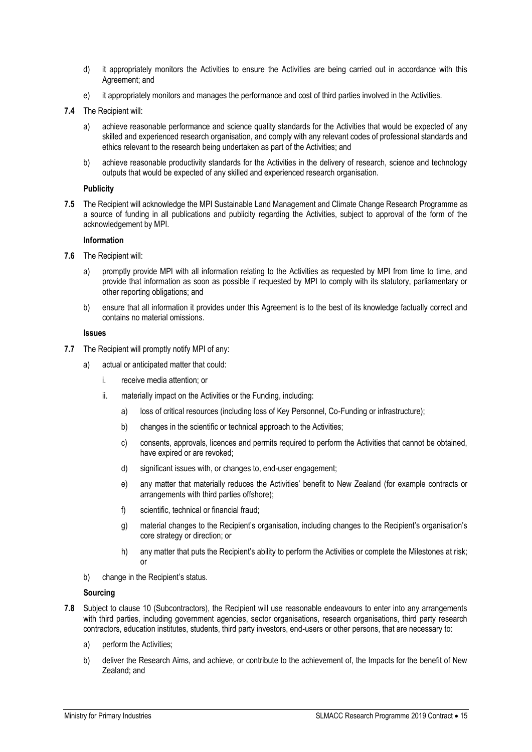d) it appropriately monitors the Activities to ensure the Activities are being carried out in accordance with this Agreement; and

e) it appropriately monitors and manages the performance and cost of third parties involved in the Activities.

**7.4** The Recipient will:

a) achieve reasonable performance and science quality standards for the Activities that would be expected of any skilled and experienced research organisation, and comply with any relevant codes of professional standards and ethics relevant to the research being undertaken as part of the Activities; and

b) achieve reasonable productivity standards for the Activities in the delivery of research, science and technology outputs that would be expected of any skilled and experienced research organisation.

**Publicity**

**7.5** The Recipient will acknowledge the MPI Sustainable Land Management and Climate Change Research Programme as a source of funding in all publications and publicity regarding the Activities, subject to approval of the form of the acknowledgement by MPI.

**Information**

**7.6** The Recipient will:

a) promptly provide MPI with all information relating to the Activities as requested by MPI from time to time, and provide that information as soon as possible if requested by MPI to comply with its statutory, parliamentary or other reporting obligations; and

b) ensure that all information it provides under this Agreement is to the best of its knowledge factually correct and contains no material omissions.

**Issues**

**7.7** The Recipient will promptly notify MPI of any:

a) actual or anticipated matter that could:

   i. receive media attention; or

   ii. materially impact on the Activities or the Funding, including:

      a) loss of critical resources (including loss of Key Personnel, Co-Funding or infrastructure);

      b) changes in the scientific or technical approach to the Activities;

      c) consents, approvals, licences and permits required to perform the Activities that cannot be obtained, have expired or are revoked;

      d) significant issues with, or changes to, end-user engagement;

      e) any matter that materially reduces the Activities' benefit to New Zealand (for example contracts or arrangements with third parties offshore);

      f) scientific, technical or financial fraud;

      g) material changes to the Recipient's organisation, including changes to the Recipient's organisation's core strategy or direction; or

      h) any matter that puts the Recipient's ability to perform the Activities or complete the Milestones at risk; or

b) change in the Recipient's status.

**Sourcing**

**7.8** Subject to clause 10 (Subcontractors), the Recipient will use reasonable endeavours to enter into any arrangements with third parties, including government agencies, sector organisations, research organisations, third party research contractors, education institutes, students, third party investors, end-users or other persons, that are necessary to:

a) perform the Activities;

b) deliver the Research Aims, and achieve, or contribute to the achievement of, the Impacts for the benefit of New Zealand; and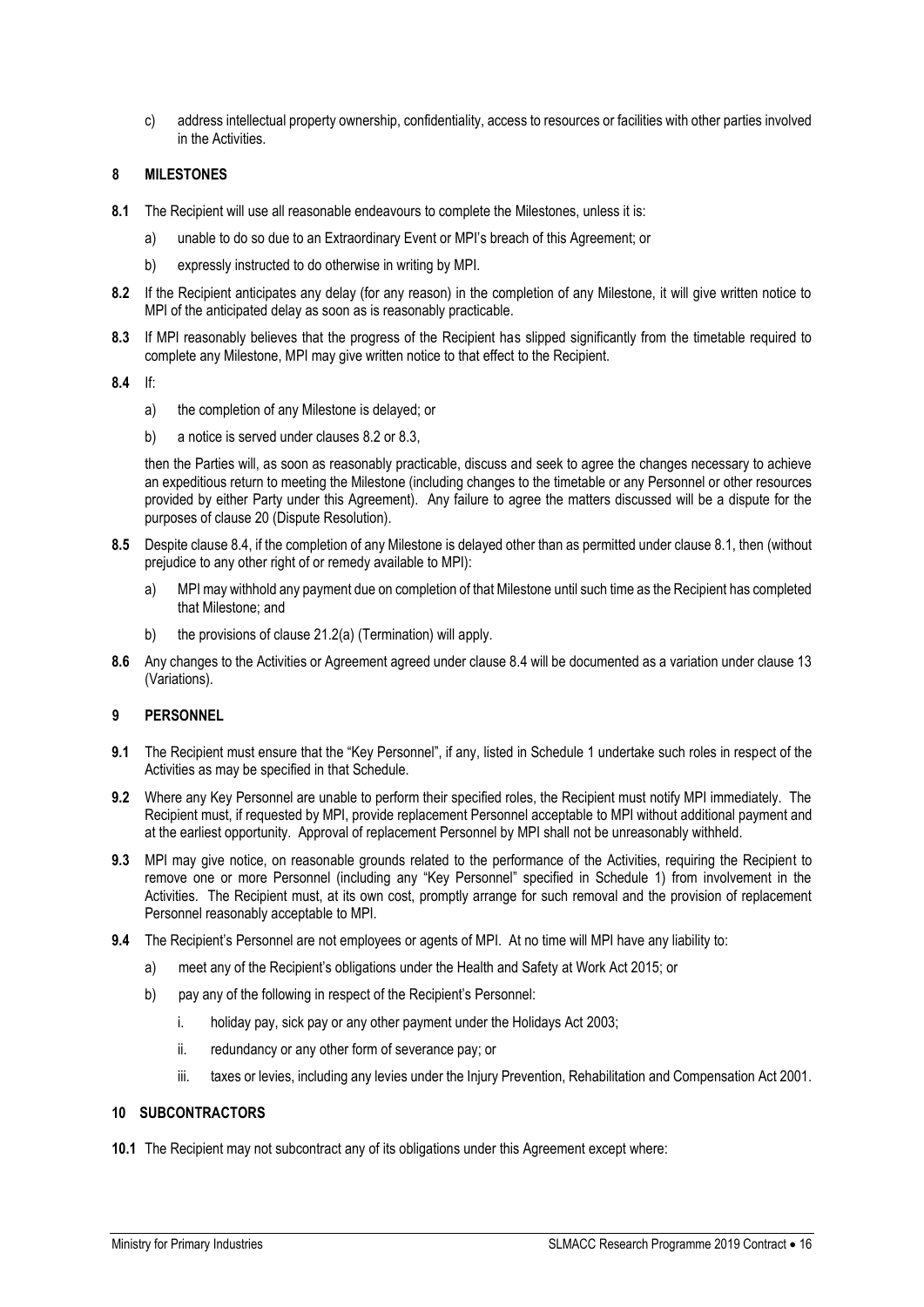c) address intellectual property ownership, confidentiality, access to resources or facilities with other parties involved in the Activities.

## 8 MILESTONES

**8.1** The Recipient will use all reasonable endeavours to complete the Milestones, unless it is:

a) unable to do so due to an Extraordinary Event or MPI's breach of this Agreement; or

b) expressly instructed to do otherwise in writing by MPI.

**8.2** If the Recipient anticipates any delay (for any reason) in the completion of any Milestone, it will give written notice to MPI of the anticipated delay as soon as is reasonably practicable.

**8.3** If MPI reasonably believes that the progress of the Recipient has slipped significantly from the timetable required to complete any Milestone, MPI may give written notice to that effect to the Recipient.

**8.4** If:

a) the completion of any Milestone is delayed; or

b) a notice is served under clauses 8.2 or 8.3,

then the Parties will, as soon as reasonably practicable, discuss and seek to agree the changes necessary to achieve an expeditious return to meeting the Milestone (including changes to the timetable or any Personnel or other resources provided by either Party under this Agreement). Any failure to agree the matters discussed will be a dispute for the purposes of clause 20 (Dispute Resolution).

**8.5** Despite clause 8.4, if the completion of any Milestone is delayed other than as permitted under clause 8.1, then (without prejudice to any other right of or remedy available to MPI):

a) MPI may withhold any payment due on completion of that Milestone until such time as the Recipient has completed that Milestone; and

b) the provisions of clause 21.2(a) (Termination) will apply.

**8.6** Any changes to the Activities or Agreement agreed under clause 8.4 will be documented as a variation under clause 13 (Variations).

## 9 PERSONNEL

**9.1** The Recipient must ensure that the "Key Personnel", if any, listed in Schedule 1 undertake such roles in respect of the Activities as may be specified in that Schedule.

**9.2** Where any Key Personnel are unable to perform their specified roles, the Recipient must notify MPI immediately. The Recipient must, if requested by MPI, provide replacement Personnel acceptable to MPI without additional payment and at the earliest opportunity. Approval of replacement Personnel by MPI shall not be unreasonably withheld.

**9.3** MPI may give notice, on reasonable grounds related to the performance of the Activities, requiring the Recipient to remove one or more Personnel (including any "Key Personnel" specified in Schedule 1) from involvement in the Activities. The Recipient must, at its own cost, promptly arrange for such removal and the provision of replacement Personnel reasonably acceptable to MPI.

**9.4** The Recipient's Personnel are not employees or agents of MPI. At no time will MPI have any liability to:

a) meet any of the Recipient's obligations under the Health and Safety at Work Act 2015; or

b) pay any of the following in respect of the Recipient's Personnel:

i. holiday pay, sick pay or any other payment under the Holidays Act 2003;

ii. redundancy or any other form of severance pay; or

iii. taxes or levies, including any levies under the Injury Prevention, Rehabilitation and Compensation Act 2001.

## 10 SUBCONTRACTORS

**10.1** The Recipient may not subcontract any of its obligations under this Agreement except where: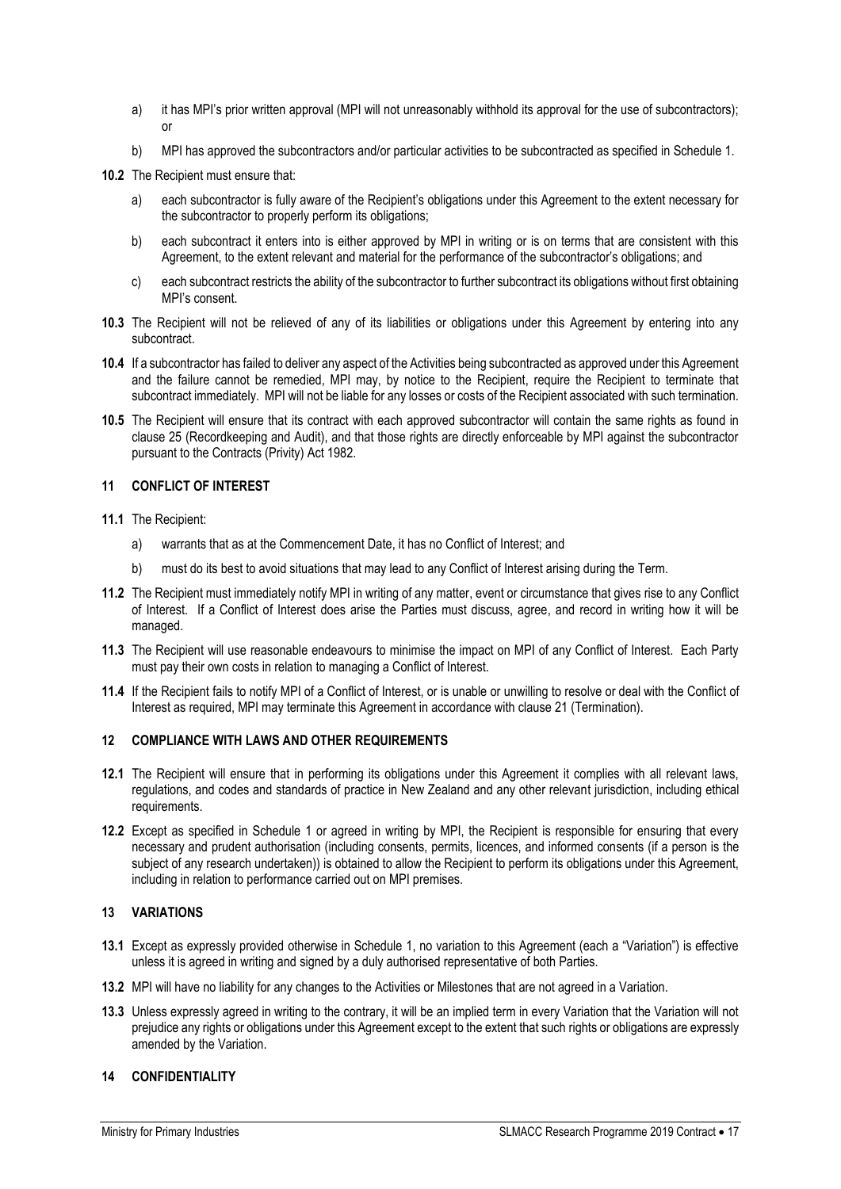a) it has MPI's prior written approval (MPI will not unreasonably withhold its approval for the use of subcontractors); or

b) MPI has approved the subcontractors and/or particular activities to be subcontracted as specified in Schedule 1.

**10.2** The Recipient must ensure that:

a) each subcontractor is fully aware of the Recipient's obligations under this Agreement to the extent necessary for the subcontractor to properly perform its obligations;

b) each subcontract it enters into is either approved by MPI in writing or is on terms that are consistent with this Agreement, to the extent relevant and material for the performance of the subcontractor's obligations; and

c) each subcontract restricts the ability of the subcontractor to further subcontract its obligations without first obtaining MPI's consent.

**10.3** The Recipient will not be relieved of any of its liabilities or obligations under this Agreement by entering into any subcontract.

**10.4** If a subcontractor has failed to deliver any aspect of the Activities being subcontracted as approved under this Agreement and the failure cannot be remedied, MPI may, by notice to the Recipient, require the Recipient to terminate that subcontract immediately. MPI will not be liable for any losses or costs of the Recipient associated with such termination.

**10.5** The Recipient will ensure that its contract with each approved subcontractor will contain the same rights as found in clause 25 (Recordkeeping and Audit), and that those rights are directly enforceable by MPI against the subcontractor pursuant to the Contracts (Privity) Act 1982.

## 11 CONFLICT OF INTEREST

**11.1** The Recipient:

a) warrants that as at the Commencement Date, it has no Conflict of Interest; and

b) must do its best to avoid situations that may lead to any Conflict of Interest arising during the Term.

**11.2** The Recipient must immediately notify MPI in writing of any matter, event or circumstance that gives rise to any Conflict of Interest. If a Conflict of Interest does arise the Parties must discuss, agree, and record in writing how it will be managed.

**11.3** The Recipient will use reasonable endeavours to minimise the impact on MPI of any Conflict of Interest. Each Party must pay their own costs in relation to managing a Conflict of Interest.

**11.4** If the Recipient fails to notify MPI of a Conflict of Interest, or is unable or unwilling to resolve or deal with the Conflict of Interest as required, MPI may terminate this Agreement in accordance with clause 21 (Termination).

## 12 COMPLIANCE WITH LAWS AND OTHER REQUIREMENTS

**12.1** The Recipient will ensure that in performing its obligations under this Agreement it complies with all relevant laws, regulations, and codes and standards of practice in New Zealand and any other relevant jurisdiction, including ethical requirements.

**12.2** Except as specified in Schedule 1 or agreed in writing by MPI, the Recipient is responsible for ensuring that every necessary and prudent authorisation (including consents, permits, licences, and informed consents (if a person is the subject of any research undertaken)) is obtained to allow the Recipient to perform its obligations under this Agreement, including in relation to performance carried out on MPI premises.

## 13 VARIATIONS

**13.1** Except as expressly provided otherwise in Schedule 1, no variation to this Agreement (each a "Variation") is effective unless it is agreed in writing and signed by a duly authorised representative of both Parties.

**13.2** MPI will have no liability for any changes to the Activities or Milestones that are not agreed in a Variation.

**13.3** Unless expressly agreed in writing to the contrary, it will be an implied term in every Variation that the Variation will not prejudice any rights or obligations under this Agreement except to the extent that such rights or obligations are expressly amended by the Variation.

## 14 CONFIDENTIALITY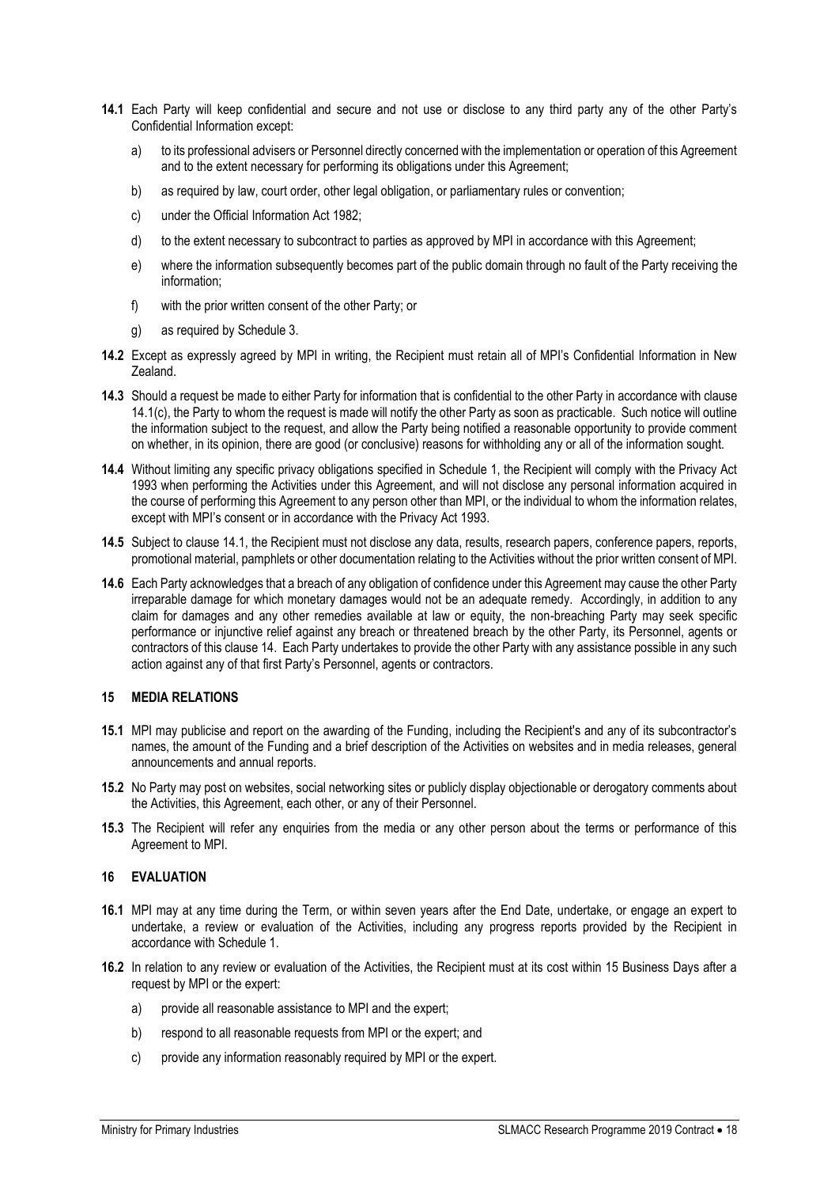**14.1** Each Party will keep confidential and secure and not use or disclose to any third party any of the other Party's Confidential Information except:

a) to its professional advisers or Personnel directly concerned with the implementation or operation of this Agreement and to the extent necessary for performing its obligations under this Agreement;

b) as required by law, court order, other legal obligation, or parliamentary rules or convention;

c) under the Official Information Act 1982;

d) to the extent necessary to subcontract to parties as approved by MPI in accordance with this Agreement;

e) where the information subsequently becomes part of the public domain through no fault of the Party receiving the information;

f) with the prior written consent of the other Party; or

g) as required by Schedule 3.

**14.2** Except as expressly agreed by MPI in writing, the Recipient must retain all of MPI's Confidential Information in New Zealand.

**14.3** Should a request be made to either Party for information that is confidential to the other Party in accordance with clause 14.1(c), the Party to whom the request is made will notify the other Party as soon as practicable. Such notice will outline the information subject to the request, and allow the Party being notified a reasonable opportunity to provide comment on whether, in its opinion, there are good (or conclusive) reasons for withholding any or all of the information sought.

**14.4** Without limiting any specific privacy obligations specified in Schedule 1, the Recipient will comply with the Privacy Act 1993 when performing the Activities under this Agreement, and will not disclose any personal information acquired in the course of performing this Agreement to any person other than MPI, or the individual to whom the information relates, except with MPI's consent or in accordance with the Privacy Act 1993.

**14.5** Subject to clause 14.1, the Recipient must not disclose any data, results, research papers, conference papers, reports, promotional material, pamphlets or other documentation relating to the Activities without the prior written consent of MPI.

**14.6** Each Party acknowledges that a breach of any obligation of confidence under this Agreement may cause the other Party irreparable damage for which monetary damages would not be an adequate remedy. Accordingly, in addition to any claim for damages and any other remedies available at law or equity, the non-breaching Party may seek specific performance or injunctive relief against any breach or threatened breach by the other Party, its Personnel, agents or contractors of this clause 14. Each Party undertakes to provide the other Party with any assistance possible in any such action against any of that first Party's Personnel, agents or contractors.

## 15 MEDIA RELATIONS

**15.1** MPI may publicise and report on the awarding of the Funding, including the Recipient's and any of its subcontractor's names, the amount of the Funding and a brief description of the Activities on websites and in media releases, general announcements and annual reports.

**15.2** No Party may post on websites, social networking sites or publicly display objectionable or derogatory comments about the Activities, this Agreement, each other, or any of their Personnel.

**15.3** The Recipient will refer any enquiries from the media or any other person about the terms or performance of this Agreement to MPI.

## 16 EVALUATION

**16.1** MPI may at any time during the Term, or within seven years after the End Date, undertake, or engage an expert to undertake, a review or evaluation of the Activities, including any progress reports provided by the Recipient in accordance with Schedule 1.

**16.2** In relation to any review or evaluation of the Activities, the Recipient must at its cost within 15 Business Days after a request by MPI or the expert:

a) provide all reasonable assistance to MPI and the expert;

b) respond to all reasonable requests from MPI or the expert; and

c) provide any information reasonably required by MPI or the expert.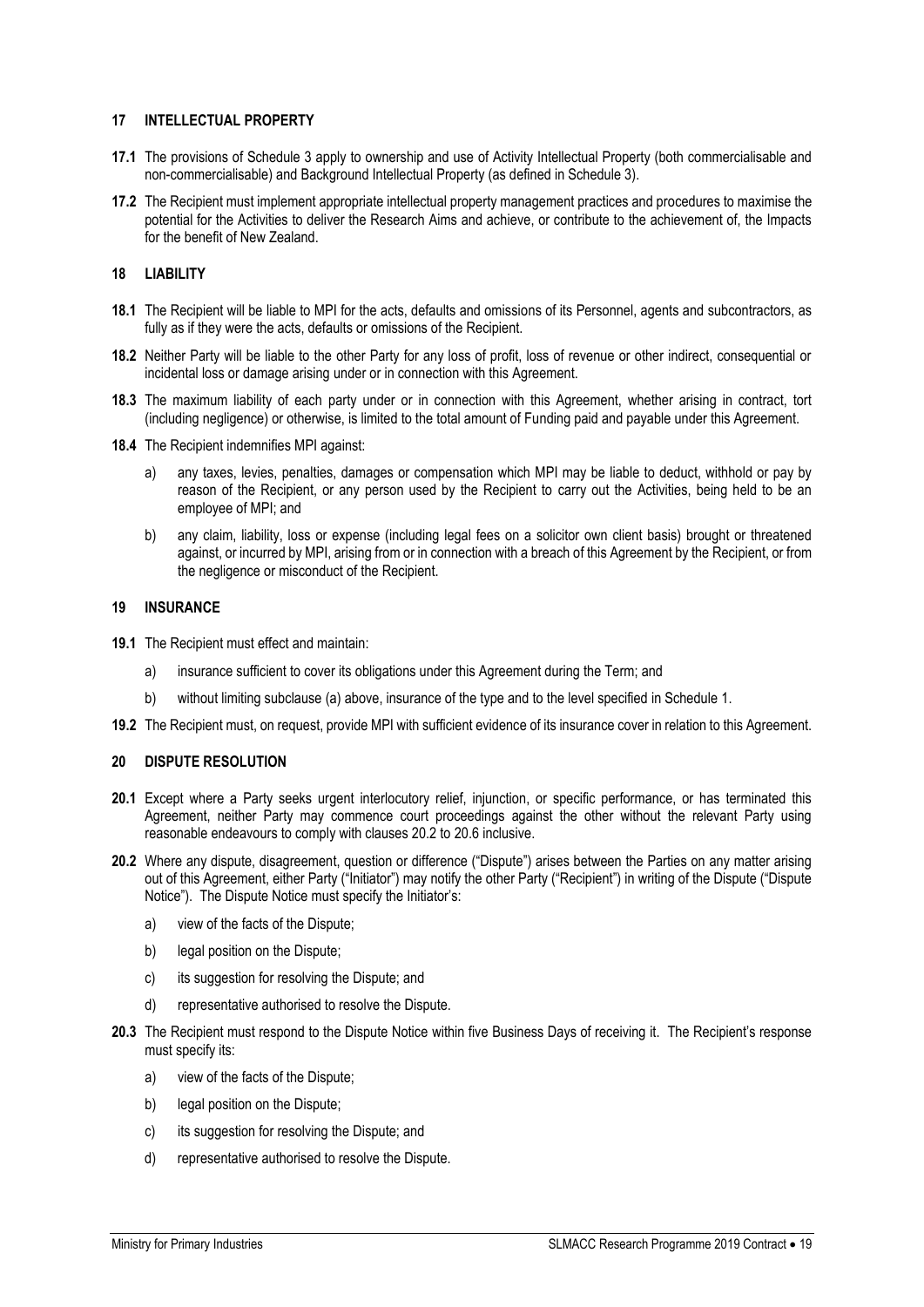## 17 INTELLECTUAL PROPERTY

**17.1** The provisions of Schedule 3 apply to ownership and use of Activity Intellectual Property (both commercialisable and non-commercialisable) and Background Intellectual Property (as defined in Schedule 3).

**17.2** The Recipient must implement appropriate intellectual property management practices and procedures to maximise the potential for the Activities to deliver the Research Aims and achieve, or contribute to the achievement of, the Impacts for the benefit of New Zealand.

## 18 LIABILITY

**18.1** The Recipient will be liable to MPI for the acts, defaults and omissions of its Personnel, agents and subcontractors, as fully as if they were the acts, defaults or omissions of the Recipient.

**18.2** Neither Party will be liable to the other Party for any loss of profit, loss of revenue or other indirect, consequential or incidental loss or damage arising under or in connection with this Agreement.

**18.3** The maximum liability of each party under or in connection with this Agreement, whether arising in contract, tort (including negligence) or otherwise, is limited to the total amount of Funding paid and payable under this Agreement.

**18.4** The Recipient indemnifies MPI against:

a) any taxes, levies, penalties, damages or compensation which MPI may be liable to deduct, withhold or pay by reason of the Recipient, or any person used by the Recipient to carry out the Activities, being held to be an employee of MPI; and

b) any claim, liability, loss or expense (including legal fees on a solicitor own client basis) brought or threatened against, or incurred by MPI, arising from or in connection with a breach of this Agreement by the Recipient, or from the negligence or misconduct of the Recipient.

## 19 INSURANCE

**19.1** The Recipient must effect and maintain:

a) insurance sufficient to cover its obligations under this Agreement during the Term; and

b) without limiting subclause (a) above, insurance of the type and to the level specified in Schedule 1.

**19.2** The Recipient must, on request, provide MPI with sufficient evidence of its insurance cover in relation to this Agreement.

## 20 DISPUTE RESOLUTION

**20.1** Except where a Party seeks urgent interlocutory relief, injunction, or specific performance, or has terminated this Agreement, neither Party may commence court proceedings against the other without the relevant Party using reasonable endeavours to comply with clauses 20.2 to 20.6 inclusive.

**20.2** Where any dispute, disagreement, question or difference ("Dispute") arises between the Parties on any matter arising out of this Agreement, either Party ("Initiator") may notify the other Party ("Recipient") in writing of the Dispute ("Dispute Notice"). The Dispute Notice must specify the Initiator's:

a) view of the facts of the Dispute;

b) legal position on the Dispute;

c) its suggestion for resolving the Dispute; and

d) representative authorised to resolve the Dispute.

**20.3** The Recipient must respond to the Dispute Notice within five Business Days of receiving it. The Recipient's response must specify its:

a) view of the facts of the Dispute;

b) legal position on the Dispute;

c) its suggestion for resolving the Dispute; and

d) representative authorised to resolve the Dispute.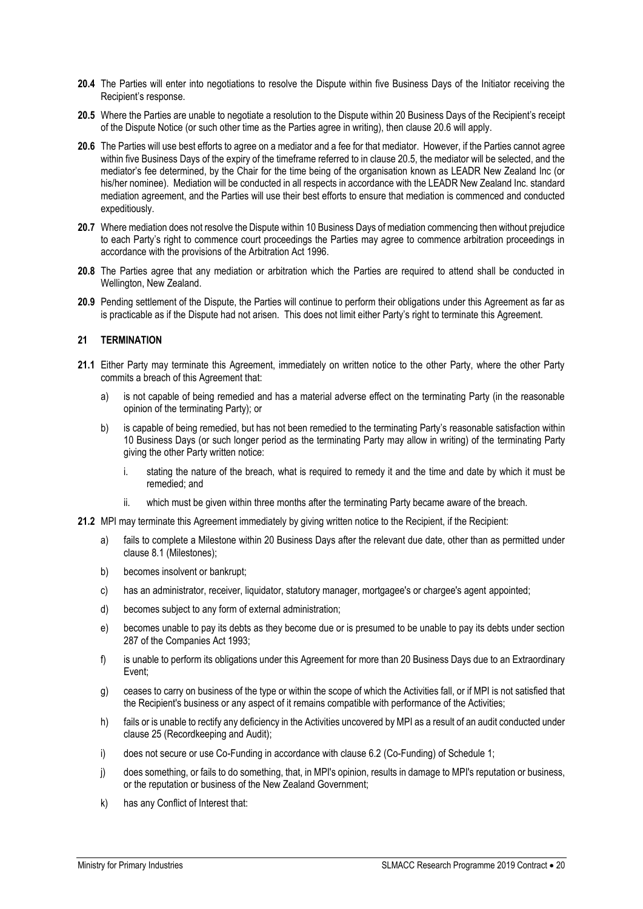**20.4** The Parties will enter into negotiations to resolve the Dispute within five Business Days of the Initiator receiving the Recipient's response.

**20.5** Where the Parties are unable to negotiate a resolution to the Dispute within 20 Business Days of the Recipient's receipt of the Dispute Notice (or such other time as the Parties agree in writing), then clause 20.6 will apply.

**20.6** The Parties will use best efforts to agree on a mediator and a fee for that mediator. However, if the Parties cannot agree within five Business Days of the expiry of the timeframe referred to in clause 20.5, the mediator will be selected, and the mediator's fee determined, by the Chair for the time being of the organisation known as LEADR New Zealand Inc (or his/her nominee). Mediation will be conducted in all respects in accordance with the LEADR New Zealand Inc. standard mediation agreement, and the Parties will use their best efforts to ensure that mediation is commenced and conducted expeditiously.

**20.7** Where mediation does not resolve the Dispute within 10 Business Days of mediation commencing then without prejudice to each Party's right to commence court proceedings the Parties may agree to commence arbitration proceedings in accordance with the provisions of the Arbitration Act 1996.

**20.8** The Parties agree that any mediation or arbitration which the Parties are required to attend shall be conducted in Wellington, New Zealand.

**20.9** Pending settlement of the Dispute, the Parties will continue to perform their obligations under this Agreement as far as is practicable as if the Dispute had not arisen. This does not limit either Party's right to terminate this Agreement.

## 21 TERMINATION

**21.1** Either Party may terminate this Agreement, immediately on written notice to the other Party, where the other Party commits a breach of this Agreement that:

a) is not capable of being remedied and has a material adverse effect on the terminating Party (in the reasonable opinion of the terminating Party); or

b) is capable of being remedied, but has not been remedied to the terminating Party's reasonable satisfaction within 10 Business Days (or such longer period as the terminating Party may allow in writing) of the terminating Party giving the other Party written notice:

   i. stating the nature of the breach, what is required to remedy it and the time and date by which it must be remedied; and

   ii. which must be given within three months after the terminating Party became aware of the breach.

**21.2** MPI may terminate this Agreement immediately by giving written notice to the Recipient, if the Recipient:

a) fails to complete a Milestone within 20 Business Days after the relevant due date, other than as permitted under clause 8.1 (Milestones);

b) becomes insolvent or bankrupt;

c) has an administrator, receiver, liquidator, statutory manager, mortgagee's or chargee's agent appointed;

d) becomes subject to any form of external administration;

e) becomes unable to pay its debts as they become due or is presumed to be unable to pay its debts under section 287 of the Companies Act 1993;

f) is unable to perform its obligations under this Agreement for more than 20 Business Days due to an Extraordinary Event;

g) ceases to carry on business of the type or within the scope of which the Activities fall, or if MPI is not satisfied that the Recipient's business or any aspect of it remains compatible with performance of the Activities;

h) fails or is unable to rectify any deficiency in the Activities uncovered by MPI as a result of an audit conducted under clause 25 (Recordkeeping and Audit);

i) does not secure or use Co-Funding in accordance with clause 6.2 (Co-Funding) of Schedule 1;

j) does something, or fails to do something, that, in MPI's opinion, results in damage to MPI's reputation or business, or the reputation or business of the New Zealand Government;

k) has any Conflict of Interest that: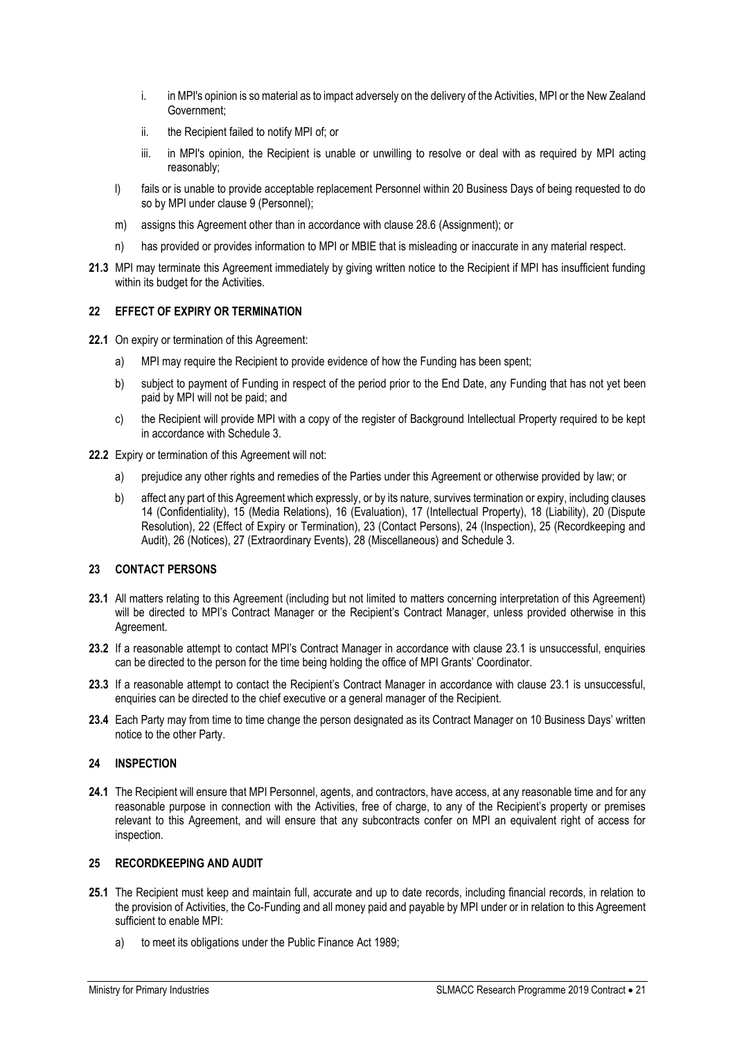i. in MPI's opinion is so material as to impact adversely on the delivery of the Activities, MPI or the New Zealand Government;

ii. the Recipient failed to notify MPI of; or

iii. in MPI's opinion, the Recipient is unable or unwilling to resolve or deal with as required by MPI acting reasonably;

l) fails or is unable to provide acceptable replacement Personnel within 20 Business Days of being requested to do so by MPI under clause 9 (Personnel);

m) assigns this Agreement other than in accordance with clause 28.6 (Assignment); or

n) has provided or provides information to MPI or MBIE that is misleading or inaccurate in any material respect.

**21.3** MPI may terminate this Agreement immediately by giving written notice to the Recipient if MPI has insufficient funding within its budget for the Activities.

## 22 EFFECT OF EXPIRY OR TERMINATION

**22.1** On expiry or termination of this Agreement:

a) MPI may require the Recipient to provide evidence of how the Funding has been spent;

b) subject to payment of Funding in respect of the period prior to the End Date, any Funding that has not yet been paid by MPI will not be paid; and

c) the Recipient will provide MPI with a copy of the register of Background Intellectual Property required to be kept in accordance with Schedule 3.

**22.2** Expiry or termination of this Agreement will not:

a) prejudice any other rights and remedies of the Parties under this Agreement or otherwise provided by law; or

b) affect any part of this Agreement which expressly, or by its nature, survives termination or expiry, including clauses 14 (Confidentiality), 15 (Media Relations), 16 (Evaluation), 17 (Intellectual Property), 18 (Liability), 20 (Dispute Resolution), 22 (Effect of Expiry or Termination), 23 (Contact Persons), 24 (Inspection), 25 (Recordkeeping and Audit), 26 (Notices), 27 (Extraordinary Events), 28 (Miscellaneous) and Schedule 3.

## 23 CONTACT PERSONS

**23.1** All matters relating to this Agreement (including but not limited to matters concerning interpretation of this Agreement) will be directed to MPI's Contract Manager or the Recipient's Contract Manager, unless provided otherwise in this Agreement.

**23.2** If a reasonable attempt to contact MPI's Contract Manager in accordance with clause 23.1 is unsuccessful, enquiries can be directed to the person for the time being holding the office of MPI Grants' Coordinator.

**23.3** If a reasonable attempt to contact the Recipient's Contract Manager in accordance with clause 23.1 is unsuccessful, enquiries can be directed to the chief executive or a general manager of the Recipient.

**23.4** Each Party may from time to time change the person designated as its Contract Manager on 10 Business Days' written notice to the other Party.

## 24 INSPECTION

**24.1** The Recipient will ensure that MPI Personnel, agents, and contractors, have access, at any reasonable time and for any reasonable purpose in connection with the Activities, free of charge, to any of the Recipient's property or premises relevant to this Agreement, and will ensure that any subcontracts confer on MPI an equivalent right of access for inspection.

## 25 RECORDKEEPING AND AUDIT

**25.1** The Recipient must keep and maintain full, accurate and up to date records, including financial records, in relation to the provision of Activities, the Co-Funding and all money paid and payable by MPI under or in relation to this Agreement sufficient to enable MPI:

a) to meet its obligations under the Public Finance Act 1989;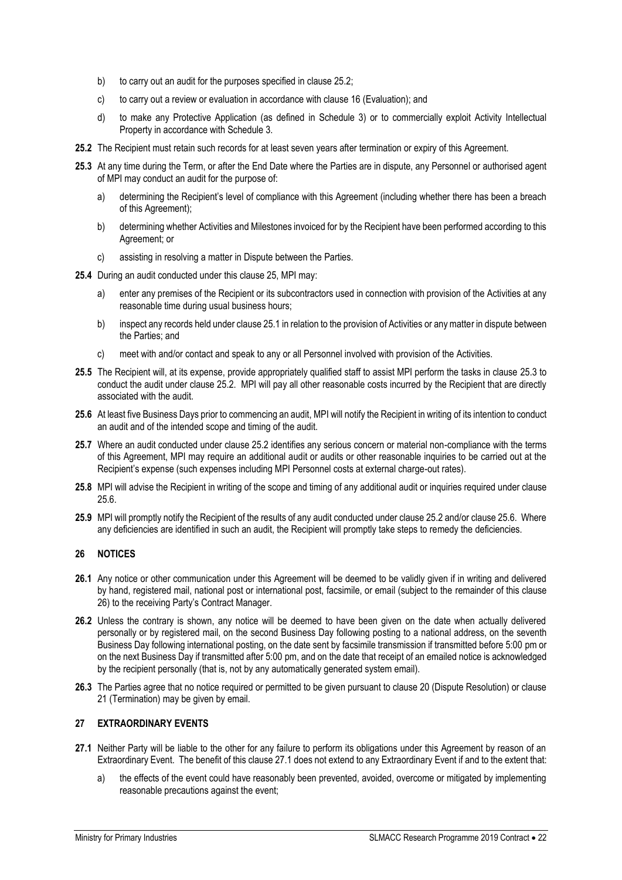b) to carry out an audit for the purposes specified in clause 25.2;

c) to carry out a review or evaluation in accordance with clause 16 (Evaluation); and

d) to make any Protective Application (as defined in Schedule 3) or to commercially exploit Activity Intellectual Property in accordance with Schedule 3.

**25.2** The Recipient must retain such records for at least seven years after termination or expiry of this Agreement.

**25.3** At any time during the Term, or after the End Date where the Parties are in dispute, any Personnel or authorised agent of MPI may conduct an audit for the purpose of:

a) determining the Recipient's level of compliance with this Agreement (including whether there has been a breach of this Agreement);

b) determining whether Activities and Milestones invoiced for by the Recipient have been performed according to this Agreement; or

c) assisting in resolving a matter in Dispute between the Parties.

**25.4** During an audit conducted under this clause 25, MPI may:

a) enter any premises of the Recipient or its subcontractors used in connection with provision of the Activities at any reasonable time during usual business hours;

b) inspect any records held under clause 25.1 in relation to the provision of Activities or any matter in dispute between the Parties; and

c) meet with and/or contact and speak to any or all Personnel involved with provision of the Activities.

**25.5** The Recipient will, at its expense, provide appropriately qualified staff to assist MPI perform the tasks in clause 25.3 to conduct the audit under clause 25.2. MPI will pay all other reasonable costs incurred by the Recipient that are directly associated with the audit.

**25.6** At least five Business Days prior to commencing an audit, MPI will notify the Recipient in writing of its intention to conduct an audit and of the intended scope and timing of the audit.

**25.7** Where an audit conducted under clause 25.2 identifies any serious concern or material non-compliance with the terms of this Agreement, MPI may require an additional audit or audits or other reasonable inquiries to be carried out at the Recipient's expense (such expenses including MPI Personnel costs at external charge-out rates).

**25.8** MPI will advise the Recipient in writing of the scope and timing of any additional audit or inquiries required under clause 25.6.

**25.9** MPI will promptly notify the Recipient of the results of any audit conducted under clause 25.2 and/or clause 25.6. Where any deficiencies are identified in such an audit, the Recipient will promptly take steps to remedy the deficiencies.

## 26 NOTICES

**26.1** Any notice or other communication under this Agreement will be deemed to be validly given if in writing and delivered by hand, registered mail, national post or international post, facsimile, or email (subject to the remainder of this clause 26) to the receiving Party's Contract Manager.

**26.2** Unless the contrary is shown, any notice will be deemed to have been given on the date when actually delivered personally or by registered mail, on the second Business Day following posting to a national address, on the seventh Business Day following international posting, on the date sent by facsimile transmission if transmitted before 5:00 pm or on the next Business Day if transmitted after 5:00 pm, and on the date that receipt of an emailed notice is acknowledged by the recipient personally (that is, not by any automatically generated system email).

**26.3** The Parties agree that no notice required or permitted to be given pursuant to clause 20 (Dispute Resolution) or clause 21 (Termination) may be given by email.

## 27 EXTRAORDINARY EVENTS

**27.1** Neither Party will be liable to the other for any failure to perform its obligations under this Agreement by reason of an Extraordinary Event. The benefit of this clause 27.1 does not extend to any Extraordinary Event if and to the extent that:

a) the effects of the event could have reasonably been prevented, avoided, overcome or mitigated by implementing reasonable precautions against the event;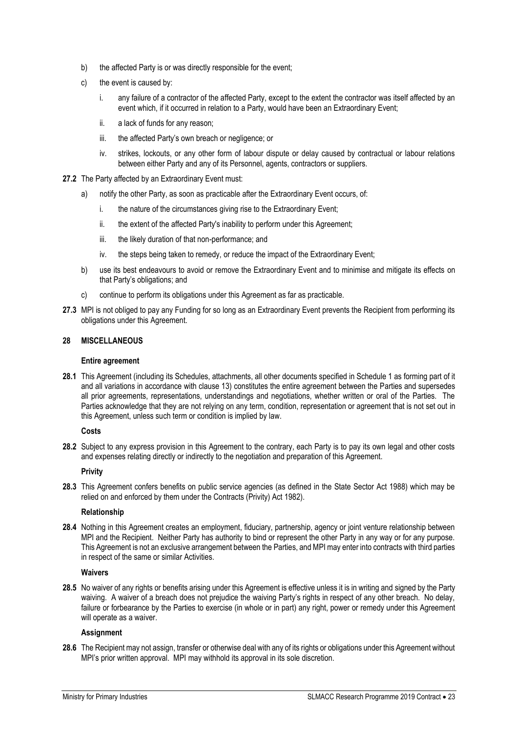b) the affected Party is or was directly responsible for the event;

c) the event is caused by:

   i. any failure of a contractor of the affected Party, except to the extent the contractor was itself affected by an event which, if it occurred in relation to a Party, would have been an Extraordinary Event;

   ii. a lack of funds for any reason;

   iii. the affected Party's own breach or negligence; or

   iv. strikes, lockouts, or any other form of labour dispute or delay caused by contractual or labour relations between either Party and any of its Personnel, agents, contractors or suppliers.

**27.2** The Party affected by an Extraordinary Event must:

a) notify the other Party, as soon as practicable after the Extraordinary Event occurs, of:

   i. the nature of the circumstances giving rise to the Extraordinary Event;

   ii. the extent of the affected Party's inability to perform under this Agreement;

   iii. the likely duration of that non-performance; and

   iv. the steps being taken to remedy, or reduce the impact of the Extraordinary Event;

b) use its best endeavours to avoid or remove the Extraordinary Event and to minimise and mitigate its effects on that Party's obligations; and

c) continue to perform its obligations under this Agreement as far as practicable.

**27.3** MPI is not obliged to pay any Funding for so long as an Extraordinary Event prevents the Recipient from performing its obligations under this Agreement.

## 28 MISCELLANEOUS

**Entire agreement**

**28.1** This Agreement (including its Schedules, attachments, all other documents specified in Schedule 1 as forming part of it and all variations in accordance with clause 13) constitutes the entire agreement between the Parties and supersedes all prior agreements, representations, understandings and negotiations, whether written or oral of the Parties. The Parties acknowledge that they are not relying on any term, condition, representation or agreement that is not set out in this Agreement, unless such term or condition is implied by law.

**Costs**

**28.2** Subject to any express provision in this Agreement to the contrary, each Party is to pay its own legal and other costs and expenses relating directly or indirectly to the negotiation and preparation of this Agreement.

**Privity**

**28.3** This Agreement confers benefits on public service agencies (as defined in the State Sector Act 1988) which may be relied on and enforced by them under the Contracts (Privity) Act 1982).

**Relationship**

**28.4** Nothing in this Agreement creates an employment, fiduciary, partnership, agency or joint venture relationship between MPI and the Recipient. Neither Party has authority to bind or represent the other Party in any way or for any purpose. This Agreement is not an exclusive arrangement between the Parties, and MPI may enter into contracts with third parties in respect of the same or similar Activities.

**Waivers**

**28.5** No waiver of any rights or benefits arising under this Agreement is effective unless it is in writing and signed by the Party waiving. A waiver of a breach does not prejudice the waiving Party's rights in respect of any other breach. No delay, failure or forbearance by the Parties to exercise (in whole or in part) any right, power or remedy under this Agreement will operate as a waiver.

**Assignment**

**28.6** The Recipient may not assign, transfer or otherwise deal with any of its rights or obligations under this Agreement without MPI's prior written approval. MPI may withhold its approval in its sole discretion.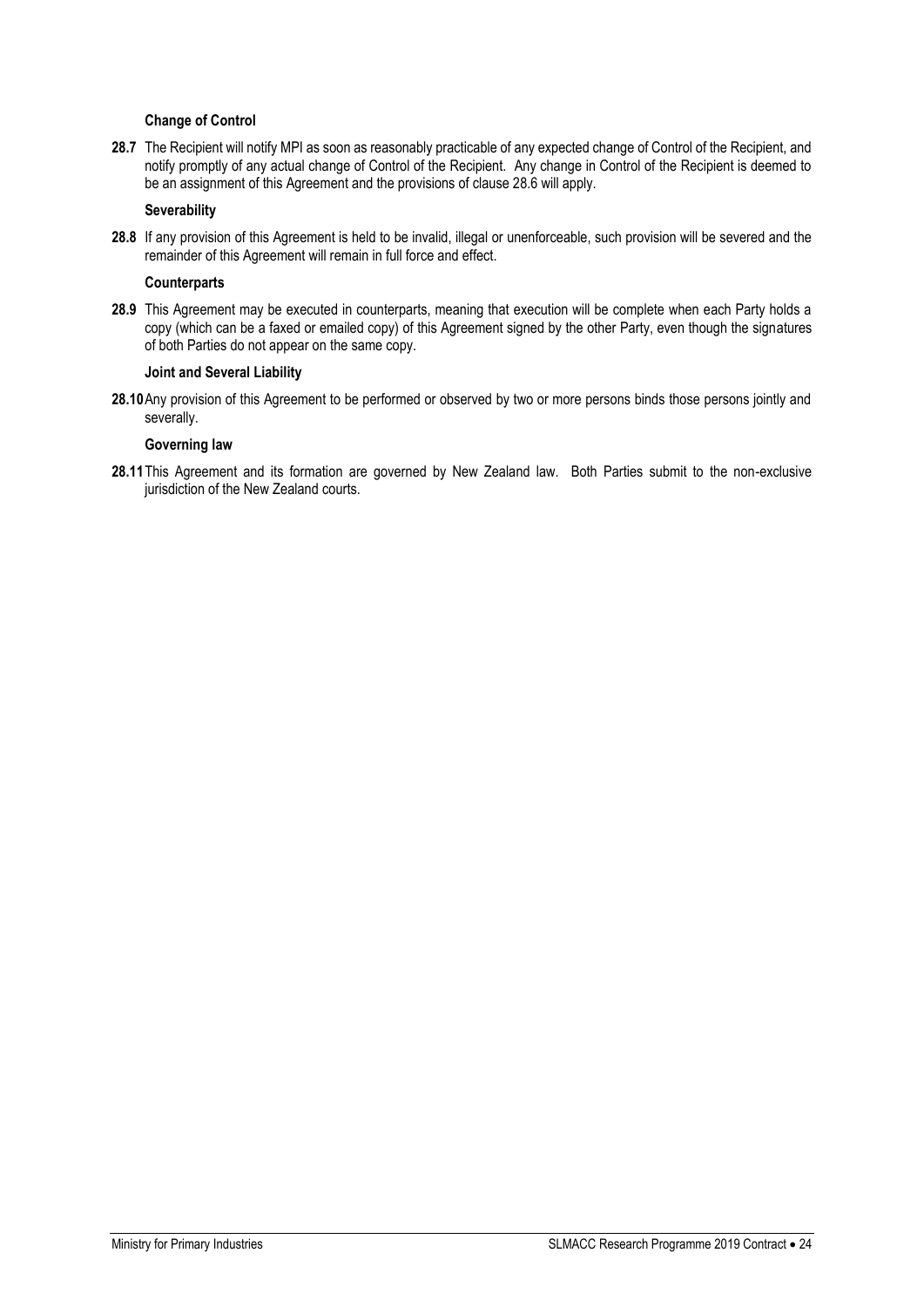**Change of Control**

**28.7** The Recipient will notify MPI as soon as reasonably practicable of any expected change of Control of the Recipient, and notify promptly of any actual change of Control of the Recipient. Any change in Control of the Recipient is deemed to be an assignment of this Agreement and the provisions of clause 28.6 will apply.

**Severability**

**28.8** If any provision of this Agreement is held to be invalid, illegal or unenforceable, such provision will be severed and the remainder of this Agreement will remain in full force and effect.

**Counterparts**

**28.9** This Agreement may be executed in counterparts, meaning that execution will be complete when each Party holds a copy (which can be a faxed or emailed copy) of this Agreement signed by the other Party, even though the signatures of both Parties do not appear on the same copy.

**Joint and Several Liability**

**28.10** Any provision of this Agreement to be performed or observed by two or more persons binds those persons jointly and severally.

**Governing law**

**28.11** This Agreement and its formation are governed by New Zealand law. Both Parties submit to the non-exclusive jurisdiction of the New Zealand courts.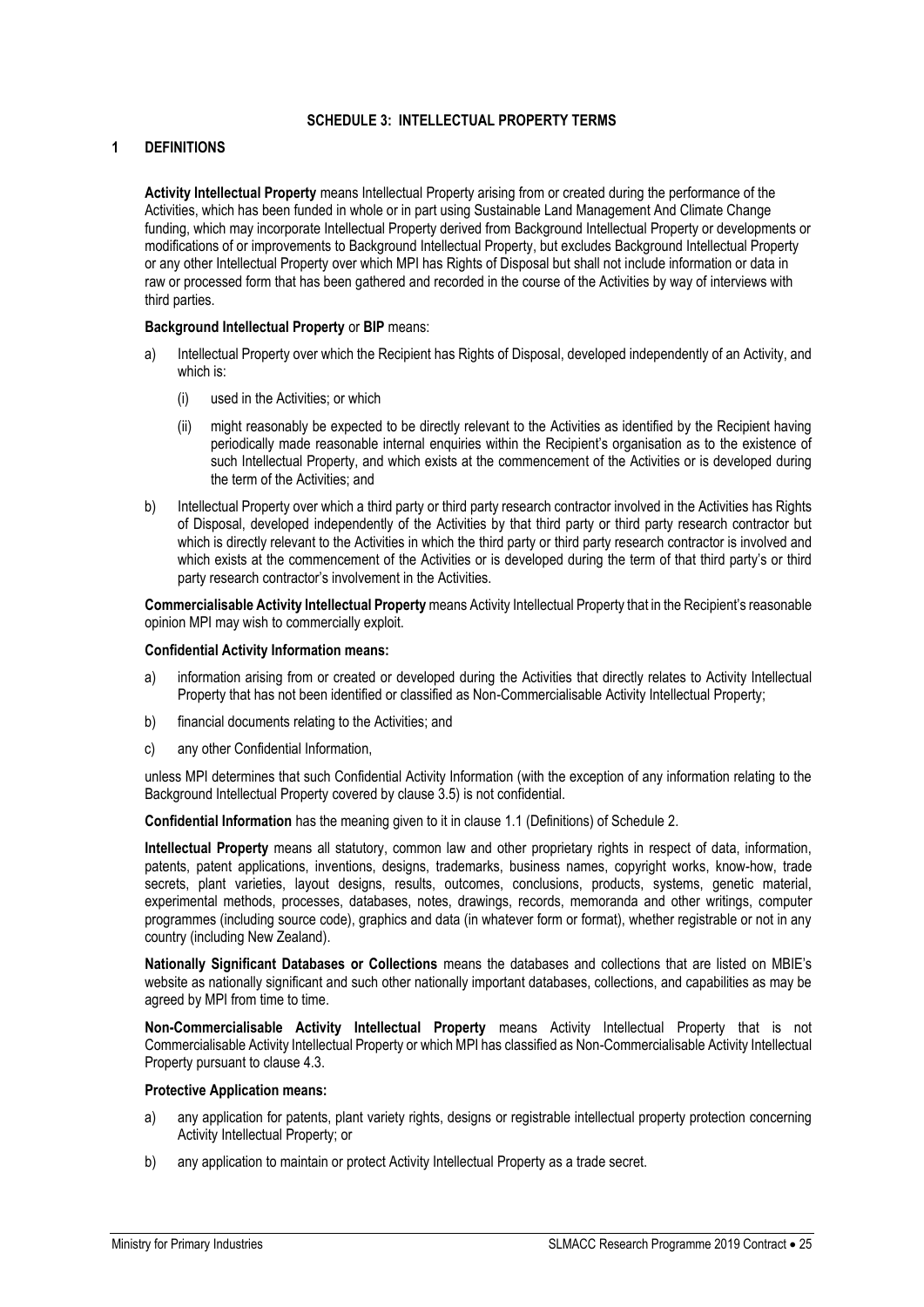# SCHEDULE 3: INTELLECTUAL PROPERTY TERMS

## 1 DEFINITIONS

**Activity Intellectual Property** means Intellectual Property arising from or created during the performance of the Activities, which has been funded in whole or in part using Sustainable Land Management And Climate Change funding, which may incorporate Intellectual Property derived from Background Intellectual Property or developments or modifications of or improvements to Background Intellectual Property, but excludes Background Intellectual Property or any other Intellectual Property over which MPI has Rights of Disposal but shall not include information or data in raw or processed form that has been gathered and recorded in the course of the Activities by way of interviews with third parties.

**Background Intellectual Property** or **BIP** means:

a) Intellectual Property over which the Recipient has Rights of Disposal, developed independently of an Activity, and which is:

   (i) used in the Activities; or which

   (ii) might reasonably be expected to be directly relevant to the Activities as identified by the Recipient having periodically made reasonable internal enquiries within the Recipient's organisation as to the existence of such Intellectual Property, and which exists at the commencement of the Activities or is developed during the term of the Activities; and

b) Intellectual Property over which a third party or third party research contractor involved in the Activities has Rights of Disposal, developed independently of the Activities by that third party or third party research contractor but which is directly relevant to the Activities in which the third party or third party research contractor is involved and which exists at the commencement of the Activities or is developed during the term of that third party's or third party research contractor's involvement in the Activities.

**Commercialisable Activity Intellectual Property** means Activity Intellectual Property that in the Recipient's reasonable opinion MPI may wish to commercially exploit.

**Confidential Activity Information means:**

a) information arising from or created or developed during the Activities that directly relates to Activity Intellectual Property that has not been identified or classified as Non-Commercialisable Activity Intellectual Property;

b) financial documents relating to the Activities; and

c) any other Confidential Information,

unless MPI determines that such Confidential Activity Information (with the exception of any information relating to the Background Intellectual Property covered by clause 3.5) is not confidential.

**Confidential Information** has the meaning given to it in clause 1.1 (Definitions) of Schedule 2.

**Intellectual Property** means all statutory, common law and other proprietary rights in respect of data, information, patents, patent applications, inventions, designs, trademarks, business names, copyright works, know-how, trade secrets, plant varieties, layout designs, results, outcomes, conclusions, products, systems, genetic material, experimental methods, processes, databases, notes, drawings, records, memoranda and other writings, computer programmes (including source code), graphics and data (in whatever form or format), whether registrable or not in any country (including New Zealand).

**Nationally Significant Databases or Collections** means the databases and collections that are listed on MBIE's website as nationally significant and such other nationally important databases, collections, and capabilities as may be agreed by MPI from time to time.

**Non-Commercialisable Activity Intellectual Property** means Activity Intellectual Property that is not Commercialisable Activity Intellectual Property or which MPI has classified as Non-Commercialisable Activity Intellectual Property pursuant to clause 4.3.

**Protective Application means:**

a) any application for patents, plant variety rights, designs or registrable intellectual property protection concerning Activity Intellectual Property; or

b) any application to maintain or protect Activity Intellectual Property as a trade secret.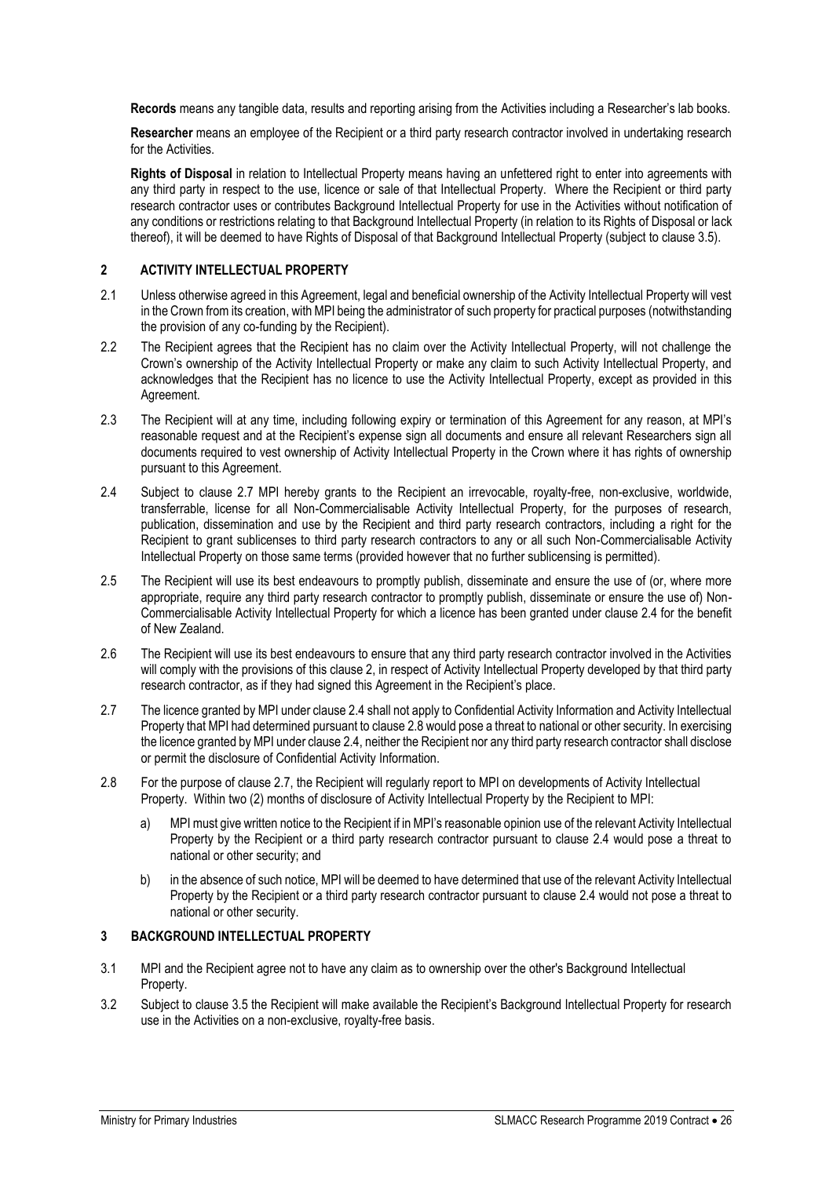**Records** means any tangible data, results and reporting arising from the Activities including a Researcher's lab books.

**Researcher** means an employee of the Recipient or a third party research contractor involved in undertaking research for the Activities.

**Rights of Disposal** in relation to Intellectual Property means having an unfettered right to enter into agreements with any third party in respect to the use, licence or sale of that Intellectual Property. Where the Recipient or third party research contractor uses or contributes Background Intellectual Property for use in the Activities without notification of any conditions or restrictions relating to that Background Intellectual Property (in relation to its Rights of Disposal or lack thereof), it will be deemed to have Rights of Disposal of that Background Intellectual Property (subject to clause 3.5).

## 2 ACTIVITY INTELLECTUAL PROPERTY

2.1 Unless otherwise agreed in this Agreement, legal and beneficial ownership of the Activity Intellectual Property will vest in the Crown from its creation, with MPI being the administrator of such property for practical purposes (notwithstanding the provision of any co-funding by the Recipient).

2.2 The Recipient agrees that the Recipient has no claim over the Activity Intellectual Property, will not challenge the Crown's ownership of the Activity Intellectual Property or make any claim to such Activity Intellectual Property, and acknowledges that the Recipient has no licence to use the Activity Intellectual Property, except as provided in this Agreement.

2.3 The Recipient will at any time, including following expiry or termination of this Agreement for any reason, at MPI's reasonable request and at the Recipient's expense sign all documents and ensure all relevant Researchers sign all documents required to vest ownership of Activity Intellectual Property in the Crown where it has rights of ownership pursuant to this Agreement.

2.4 Subject to clause 2.7 MPI hereby grants to the Recipient an irrevocable, royalty-free, non-exclusive, worldwide, transferrable, license for all Non-Commercialisable Activity Intellectual Property, for the purposes of research, publication, dissemination and use by the Recipient and third party research contractors, including a right for the Recipient to grant sublicenses to third party research contractors to any or all such Non-Commercialisable Activity Intellectual Property on those same terms (provided however that no further sublicensing is permitted).

2.5 The Recipient will use its best endeavours to promptly publish, disseminate and ensure the use of (or, where more appropriate, require any third party research contractor to promptly publish, disseminate or ensure the use of) Non-Commercialisable Activity Intellectual Property for which a licence has been granted under clause 2.4 for the benefit of New Zealand.

2.6 The Recipient will use its best endeavours to ensure that any third party research contractor involved in the Activities will comply with the provisions of this clause 2, in respect of Activity Intellectual Property developed by that third party research contractor, as if they had signed this Agreement in the Recipient's place.

2.7 The licence granted by MPI under clause 2.4 shall not apply to Confidential Activity Information and Activity Intellectual Property that MPI had determined pursuant to clause 2.8 would pose a threat to national or other security. In exercising the licence granted by MPI under clause 2.4, neither the Recipient nor any third party research contractor shall disclose or permit the disclosure of Confidential Activity Information.

2.8 For the purpose of clause 2.7, the Recipient will regularly report to MPI on developments of Activity Intellectual Property. Within two (2) months of disclosure of Activity Intellectual Property by the Recipient to MPI:

a) MPI must give written notice to the Recipient if in MPI's reasonable opinion use of the relevant Activity Intellectual Property by the Recipient or a third party research contractor pursuant to clause 2.4 would pose a threat to national or other security; and

b) in the absence of such notice, MPI will be deemed to have determined that use of the relevant Activity Intellectual Property by the Recipient or a third party research contractor pursuant to clause 2.4 would not pose a threat to national or other security.

## 3 BACKGROUND INTELLECTUAL PROPERTY

3.1 MPI and the Recipient agree not to have any claim as to ownership over the other's Background Intellectual Property.

3.2 Subject to clause 3.5 the Recipient will make available the Recipient's Background Intellectual Property for research use in the Activities on a non-exclusive, royalty-free basis.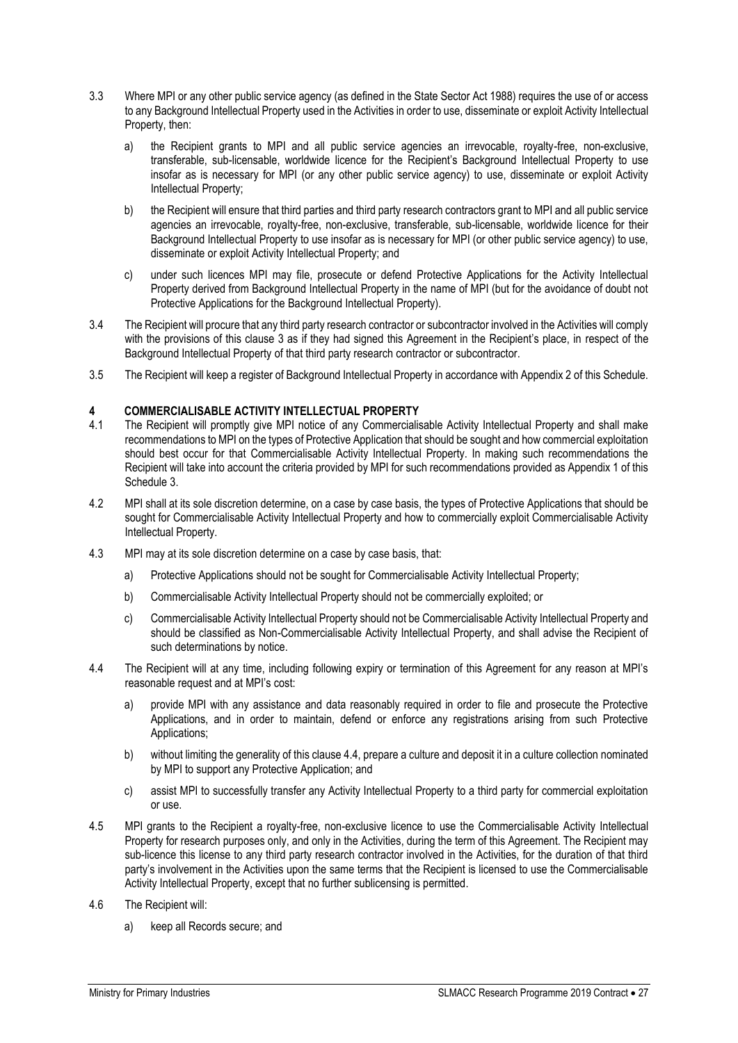3.3 Where MPI or any other public service agency (as defined in the State Sector Act 1988) requires the use of or access to any Background Intellectual Property used in the Activities in order to use, disseminate or exploit Activity Intellectual Property, then:

a) the Recipient grants to MPI and all public service agencies an irrevocable, royalty-free, non-exclusive, transferable, sub-licensable, worldwide licence for the Recipient's Background Intellectual Property to use insofar as is necessary for MPI (or any other public service agency) to use, disseminate or exploit Activity Intellectual Property;

b) the Recipient will ensure that third parties and third party research contractors grant to MPI and all public service agencies an irrevocable, royalty-free, non-exclusive, transferable, sub-licensable, worldwide licence for their Background Intellectual Property to use insofar as is necessary for MPI (or other public service agency) to use, disseminate or exploit Activity Intellectual Property; and

c) under such licences MPI may file, prosecute or defend Protective Applications for the Activity Intellectual Property derived from Background Intellectual Property in the name of MPI (but for the avoidance of doubt not Protective Applications for the Background Intellectual Property).

3.4 The Recipient will procure that any third party research contractor or subcontractor involved in the Activities will comply with the provisions of this clause 3 as if they had signed this Agreement in the Recipient's place, in respect of the Background Intellectual Property of that third party research contractor or subcontractor.

3.5 The Recipient will keep a register of Background Intellectual Property in accordance with Appendix 2 of this Schedule.

## 4 COMMERCIALISABLE ACTIVITY INTELLECTUAL PROPERTY

4.1 The Recipient will promptly give MPI notice of any Commercialisable Activity Intellectual Property and shall make recommendations to MPI on the types of Protective Application that should be sought and how commercial exploitation should best occur for that Commercialisable Activity Intellectual Property. In making such recommendations the Recipient will take into account the criteria provided by MPI for such recommendations provided as Appendix 1 of this Schedule 3.

4.2 MPI shall at its sole discretion determine, on a case by case basis, the types of Protective Applications that should be sought for Commercialisable Activity Intellectual Property and how to commercially exploit Commercialisable Activity Intellectual Property.

4.3 MPI may at its sole discretion determine on a case by case basis, that:

a) Protective Applications should not be sought for Commercialisable Activity Intellectual Property;

b) Commercialisable Activity Intellectual Property should not be commercially exploited; or

c) Commercialisable Activity Intellectual Property should not be Commercialisable Activity Intellectual Property and should be classified as Non-Commercialisable Activity Intellectual Property, and shall advise the Recipient of such determinations by notice.

4.4 The Recipient will at any time, including following expiry or termination of this Agreement for any reason at MPI's reasonable request and at MPI's cost:

a) provide MPI with any assistance and data reasonably required in order to file and prosecute the Protective Applications, and in order to maintain, defend or enforce any registrations arising from such Protective Applications;

b) without limiting the generality of this clause 4.4, prepare a culture and deposit it in a culture collection nominated by MPI to support any Protective Application; and

c) assist MPI to successfully transfer any Activity Intellectual Property to a third party for commercial exploitation or use.

4.5 MPI grants to the Recipient a royalty-free, non-exclusive licence to use the Commercialisable Activity Intellectual Property for research purposes only, and only in the Activities, during the term of this Agreement. The Recipient may sub-licence this license to any third party research contractor involved in the Activities, for the duration of that third party's involvement in the Activities upon the same terms that the Recipient is licensed to use the Commercialisable Activity Intellectual Property, except that no further sublicensing is permitted.

4.6 The Recipient will:

a) keep all Records secure; and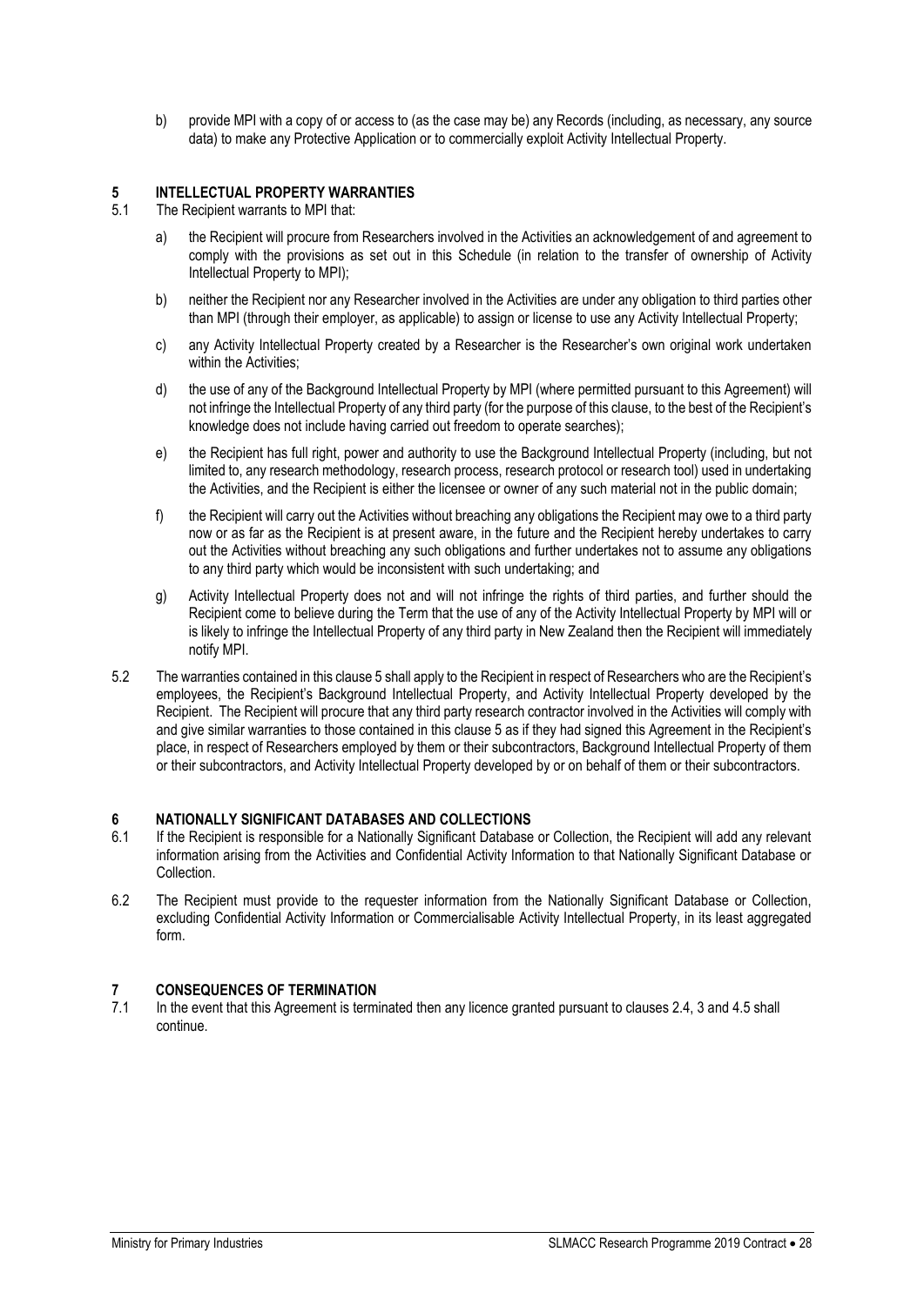b) provide MPI with a copy of or access to (as the case may be) any Records (including, as necessary, any source data) to make any Protective Application or to commercially exploit Activity Intellectual Property.

## 5 INTELLECTUAL PROPERTY WARRANTIES

5.1 The Recipient warrants to MPI that:

a) the Recipient will procure from Researchers involved in the Activities an acknowledgement of and agreement to comply with the provisions as set out in this Schedule (in relation to the transfer of ownership of Activity Intellectual Property to MPI);

b) neither the Recipient nor any Researcher involved in the Activities are under any obligation to third parties other than MPI (through their employer, as applicable) to assign or license to use any Activity Intellectual Property;

c) any Activity Intellectual Property created by a Researcher is the Researcher's own original work undertaken within the Activities;

d) the use of any of the Background Intellectual Property by MPI (where permitted pursuant to this Agreement) will not infringe the Intellectual Property of any third party (for the purpose of this clause, to the best of the Recipient's knowledge does not include having carried out freedom to operate searches);

e) the Recipient has full right, power and authority to use the Background Intellectual Property (including, but not limited to, any research methodology, research process, research protocol or research tool) used in undertaking the Activities, and the Recipient is either the licensee or owner of any such material not in the public domain;

f) the Recipient will carry out the Activities without breaching any obligations the Recipient may owe to a third party now or as far as the Recipient is at present aware, in the future and the Recipient hereby undertakes to carry out the Activities without breaching any such obligations and further undertakes not to assume any obligations to any third party which would be inconsistent with such undertaking; and

g) Activity Intellectual Property does not and will not infringe the rights of third parties, and further should the Recipient come to believe during the Term that the use of any of the Activity Intellectual Property by MPI will or is likely to infringe the Intellectual Property of any third party in New Zealand then the Recipient will immediately notify MPI.

5.2 The warranties contained in this clause 5 shall apply to the Recipient in respect of Researchers who are the Recipient's employees, the Recipient's Background Intellectual Property, and Activity Intellectual Property developed by the Recipient. The Recipient will procure that any third party research contractor involved in the Activities will comply with and give similar warranties to those contained in this clause 5 as if they had signed this Agreement in the Recipient's place, in respect of Researchers employed by them or their subcontractors, Background Intellectual Property of them or their subcontractors, and Activity Intellectual Property developed by or on behalf of them or their subcontractors.

## 6 NATIONALLY SIGNIFICANT DATABASES AND COLLECTIONS

6.1 If the Recipient is responsible for a Nationally Significant Database or Collection, the Recipient will add any relevant information arising from the Activities and Confidential Activity Information to that Nationally Significant Database or Collection.

6.2 The Recipient must provide to the requester information from the Nationally Significant Database or Collection, excluding Confidential Activity Information or Commercialisable Activity Intellectual Property, in its least aggregated form.

## 7 CONSEQUENCES OF TERMINATION

7.1 In the event that this Agreement is terminated then any licence granted pursuant to clauses 2.4, 3 and 4.5 shall continue.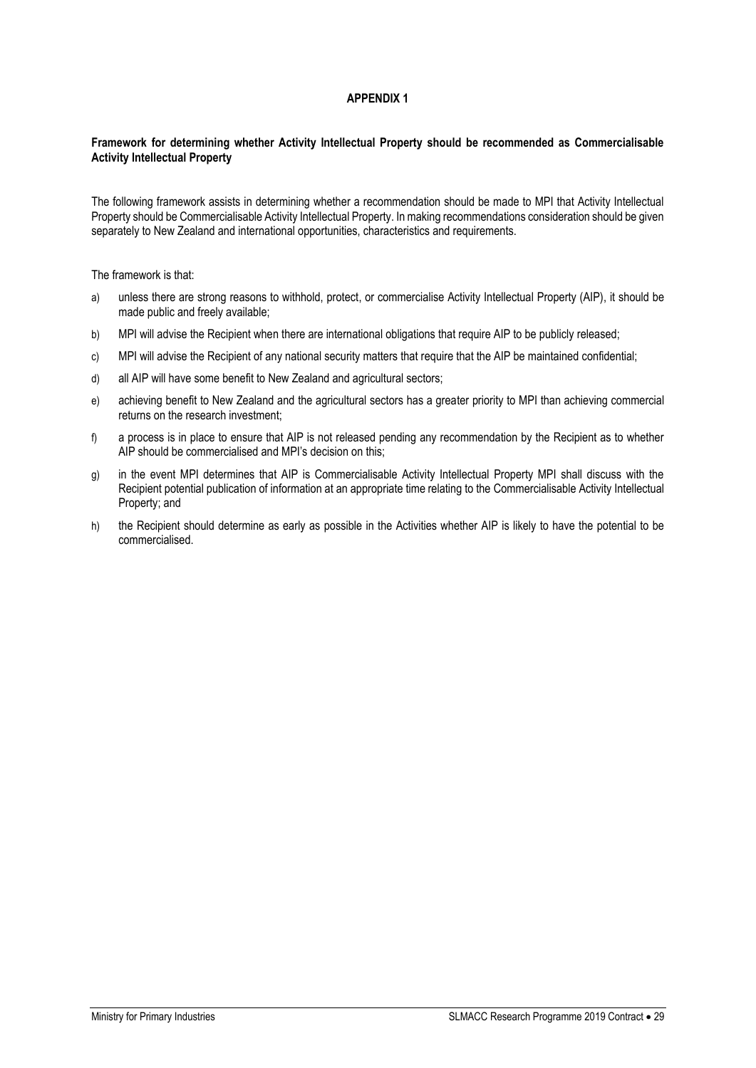# APPENDIX 1

**Framework for determining whether Activity Intellectual Property should be recommended as Commercialisable Activity Intellectual Property**

The following framework assists in determining whether a recommendation should be made to MPI that Activity Intellectual Property should be Commercialisable Activity Intellectual Property. In making recommendations consideration should be given separately to New Zealand and international opportunities, characteristics and requirements.

The framework is that:

a) unless there are strong reasons to withhold, protect, or commercialise Activity Intellectual Property (AIP), it should be made public and freely available;

b) MPI will advise the Recipient when there are international obligations that require AIP to be publicly released;

c) MPI will advise the Recipient of any national security matters that require that the AIP be maintained confidential;

d) all AIP will have some benefit to New Zealand and agricultural sectors;

e) achieving benefit to New Zealand and the agricultural sectors has a greater priority to MPI than achieving commercial returns on the research investment;

f) a process is in place to ensure that AIP is not released pending any recommendation by the Recipient as to whether AIP should be commercialised and MPI's decision on this;

g) in the event MPI determines that AIP is Commercialisable Activity Intellectual Property MPI shall discuss with the Recipient potential publication of information at an appropriate time relating to the Commercialisable Activity Intellectual Property; and

h) the Recipient should determine as early as possible in the Activities whether AIP is likely to have the potential to be commercialised.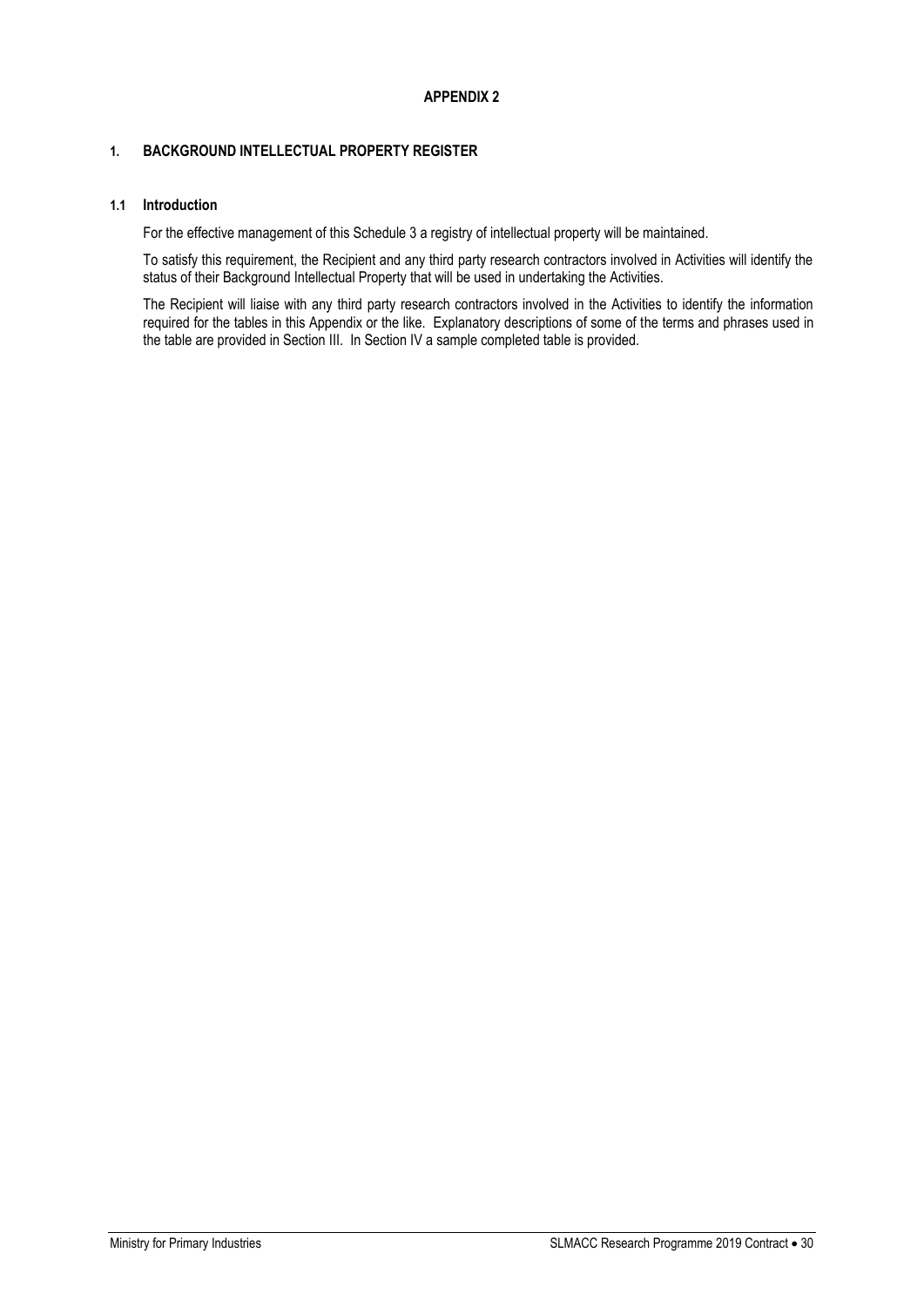# APPENDIX 2

## 1. BACKGROUND INTELLECTUAL PROPERTY REGISTER

### 1.1 Introduction

For the effective management of this Schedule 3 a registry of intellectual property will be maintained.

To satisfy this requirement, the Recipient and any third party research contractors involved in Activities will identify the status of their Background Intellectual Property that will be used in undertaking the Activities.

The Recipient will liaise with any third party research contractors involved in the Activities to identify the information required for the tables in this Appendix or the like. Explanatory descriptions of some of the terms and phrases used in the table are provided in Section III. In Section IV a sample completed table is provided.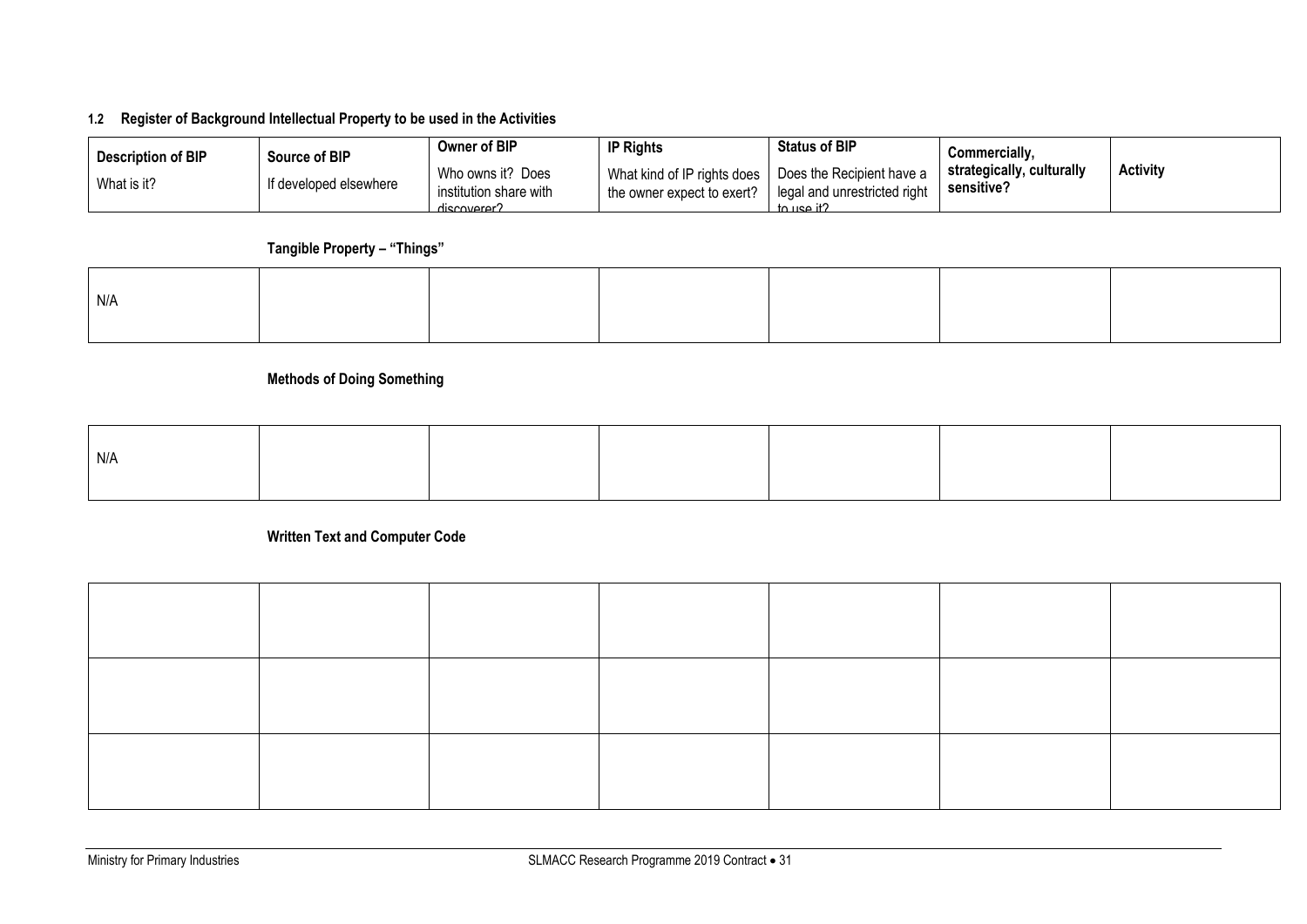### 1.2 Register of Background Intellectual Property to be used in the Activities

| **Description of BIP**<br>What is it? | **Source of BIP**<br>If developed elsewhere | **Owner of BIP**<br>Who owns it? Does institution share with discoverer? | **IP Rights**<br>What kind of IP rights does the owner expect to exert? | **Status of BIP**<br>Does the Recipient have a legal and unrestricted right to use it? | **Commercially, strategically, culturally sensitive?** | **Activity** |
|---|---|---|---|---|---|---|

**Tangible Property – "Things"**

| | | | | | | |
|---|---|---|---|---|---|---|
| N/A | | | | | | |

**Methods of Doing Something**

| | | | | | | |
|---|---|---|---|---|---|---|
| N/A | | | | | | |

**Written Text and Computer Code**

| | | | | | | |
|---|---|---|---|---|---|---|
| | | | | | | |
| | | | | | | |
| | | | | | | |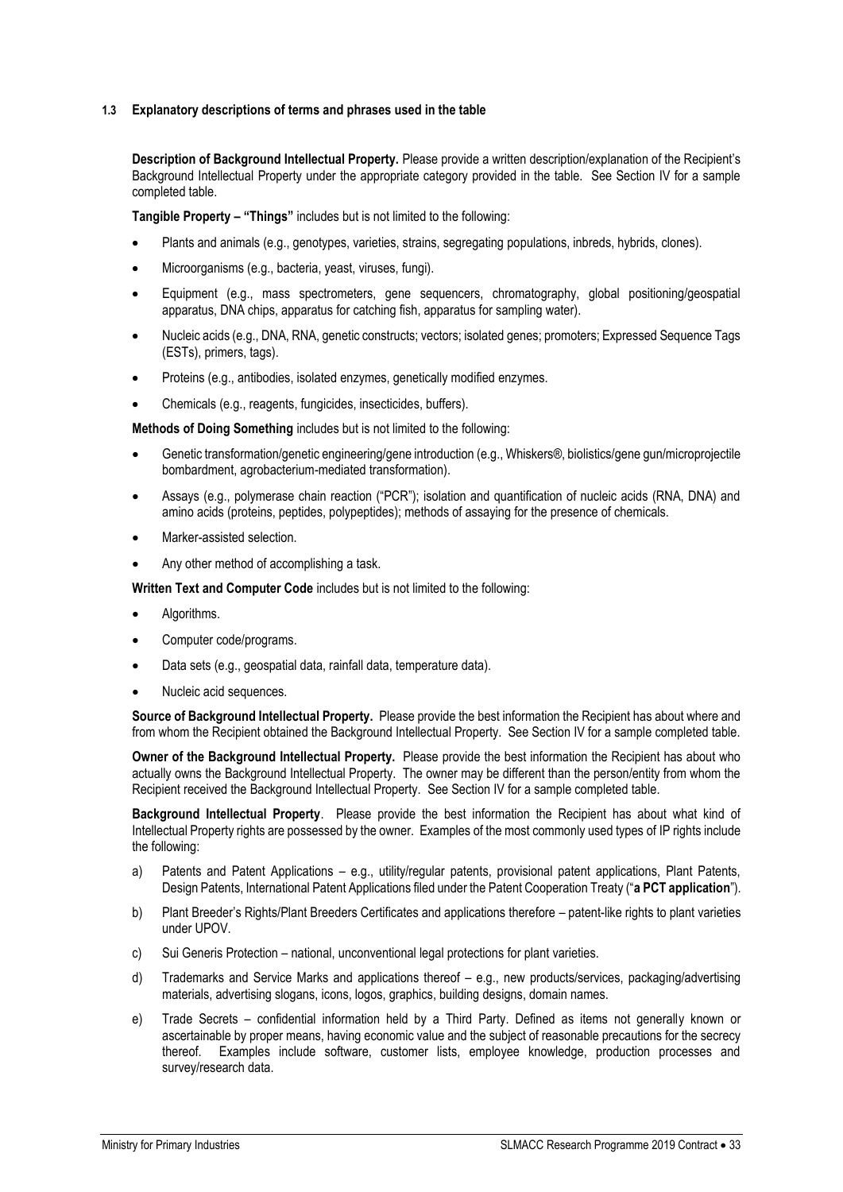### 1.3 Explanatory descriptions of terms and phrases used in the table

**Description of Background Intellectual Property.** Please provide a written description/explanation of the Recipient's Background Intellectual Property under the appropriate category provided in the table. See Section IV for a sample completed table.

**Tangible Property – "Things"** includes but is not limited to the following:

- Plants and animals (e.g., genotypes, varieties, strains, segregating populations, inbreds, hybrids, clones).
- Microorganisms (e.g., bacteria, yeast, viruses, fungi).
- Equipment (e.g., mass spectrometers, gene sequencers, chromatography, global positioning/geospatial apparatus, DNA chips, apparatus for catching fish, apparatus for sampling water).
- Nucleic acids (e.g., DNA, RNA, genetic constructs; vectors; isolated genes; promoters; Expressed Sequence Tags (ESTs), primers, tags).
- Proteins (e.g., antibodies, isolated enzymes, genetically modified enzymes.
- Chemicals (e.g., reagents, fungicides, insecticides, buffers).

**Methods of Doing Something** includes but is not limited to the following:

- Genetic transformation/genetic engineering/gene introduction (e.g., Whiskers®, biolistics/gene gun/microprojectile bombardment, agrobacterium-mediated transformation).
- Assays (e.g., polymerase chain reaction ("PCR"); isolation and quantification of nucleic acids (RNA, DNA) and amino acids (proteins, peptides, polypeptides); methods of assaying for the presence of chemicals.
- Marker-assisted selection.
- Any other method of accomplishing a task.

**Written Text and Computer Code** includes but is not limited to the following:

- Algorithms.
- Computer code/programs.
- Data sets (e.g., geospatial data, rainfall data, temperature data).
- Nucleic acid sequences.

**Source of Background Intellectual Property.** Please provide the best information the Recipient has about where and from whom the Recipient obtained the Background Intellectual Property. See Section IV for a sample completed table.

**Owner of the Background Intellectual Property.** Please provide the best information the Recipient has about who actually owns the Background Intellectual Property. The owner may be different than the person/entity from whom the Recipient received the Background Intellectual Property. See Section IV for a sample completed table.

**Background Intellectual Property**. Please provide the best information the Recipient has about what kind of Intellectual Property rights are possessed by the owner. Examples of the most commonly used types of IP rights include the following:

a) Patents and Patent Applications – e.g., utility/regular patents, provisional patent applications, Plant Patents, Design Patents, International Patent Applications filed under the Patent Cooperation Treaty ("**a PCT application**").

b) Plant Breeder's Rights/Plant Breeders Certificates and applications therefore – patent-like rights to plant varieties under UPOV.

c) Sui Generis Protection – national, unconventional legal protections for plant varieties.

d) Trademarks and Service Marks and applications thereof – e.g., new products/services, packaging/advertising materials, advertising slogans, icons, logos, graphics, building designs, domain names.

e) Trade Secrets – confidential information held by a Third Party. Defined as items not generally known or ascertainable by proper means, having economic value and the subject of reasonable precautions for the secrecy thereof. Examples include software, customer lists, employee knowledge, production processes and survey/research data.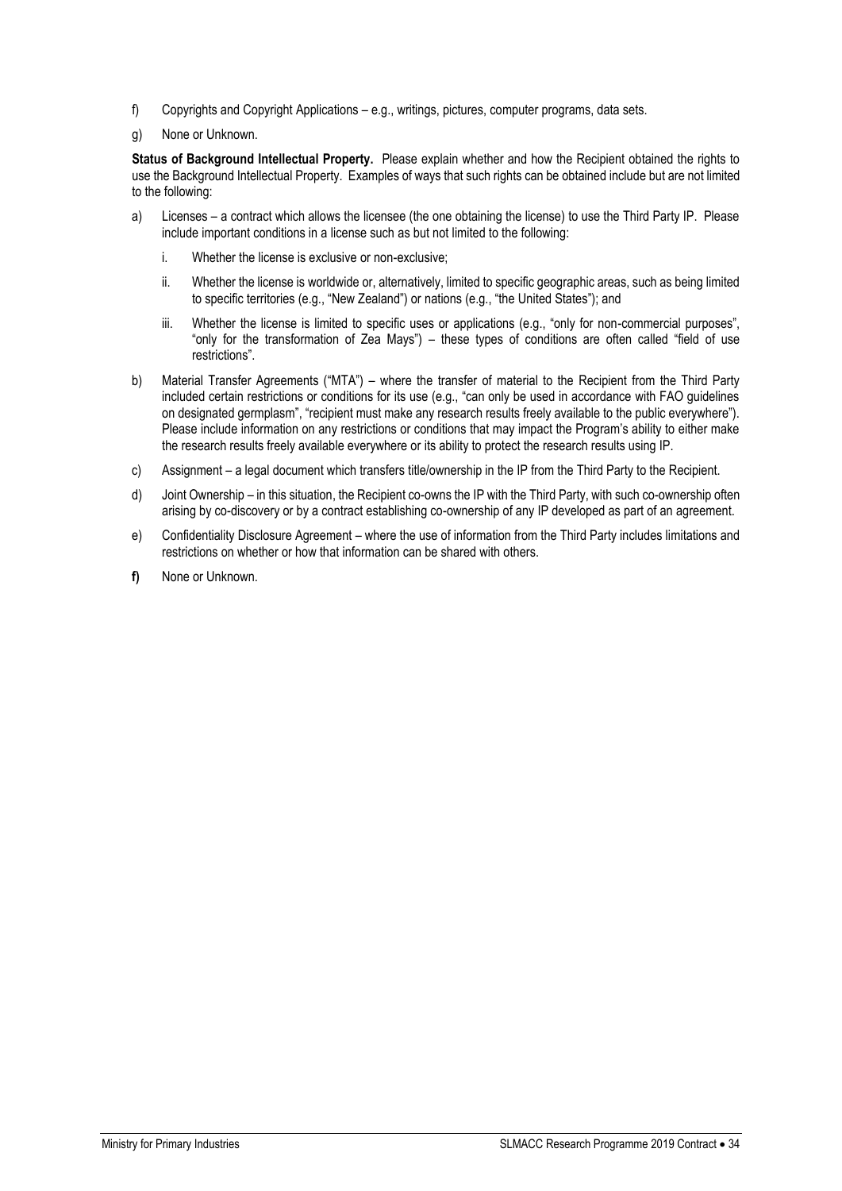f) Copyrights and Copyright Applications – e.g., writings, pictures, computer programs, data sets.

g) None or Unknown.

**Status of Background Intellectual Property.** Please explain whether and how the Recipient obtained the rights to use the Background Intellectual Property. Examples of ways that such rights can be obtained include but are not limited to the following:

a) Licenses – a contract which allows the licensee (the one obtaining the license) to use the Third Party IP. Please include important conditions in a license such as but not limited to the following:

   i. Whether the license is exclusive or non-exclusive;

   ii. Whether the license is worldwide or, alternatively, limited to specific geographic areas, such as being limited to specific territories (e.g., "New Zealand") or nations (e.g., "the United States"); and

   iii. Whether the license is limited to specific uses or applications (e.g., "only for non-commercial purposes", "only for the transformation of Zea Mays") – these types of conditions are often called "field of use restrictions".

b) Material Transfer Agreements ("MTA") – where the transfer of material to the Recipient from the Third Party included certain restrictions or conditions for its use (e.g., "can only be used in accordance with FAO guidelines on designated germplasm", "recipient must make any research results freely available to the public everywhere"). Please include information on any restrictions or conditions that may impact the Program's ability to either make the research results freely available everywhere or its ability to protect the research results using IP.

c) Assignment – a legal document which transfers title/ownership in the IP from the Third Party to the Recipient.

d) Joint Ownership – in this situation, the Recipient co-owns the IP with the Third Party, with such co-ownership often arising by co-discovery or by a contract establishing co-ownership of any IP developed as part of an agreement.

e) Confidentiality Disclosure Agreement – where the use of information from the Third Party includes limitations and restrictions on whether or how that information can be shared with others.

**f)** None or Unknown.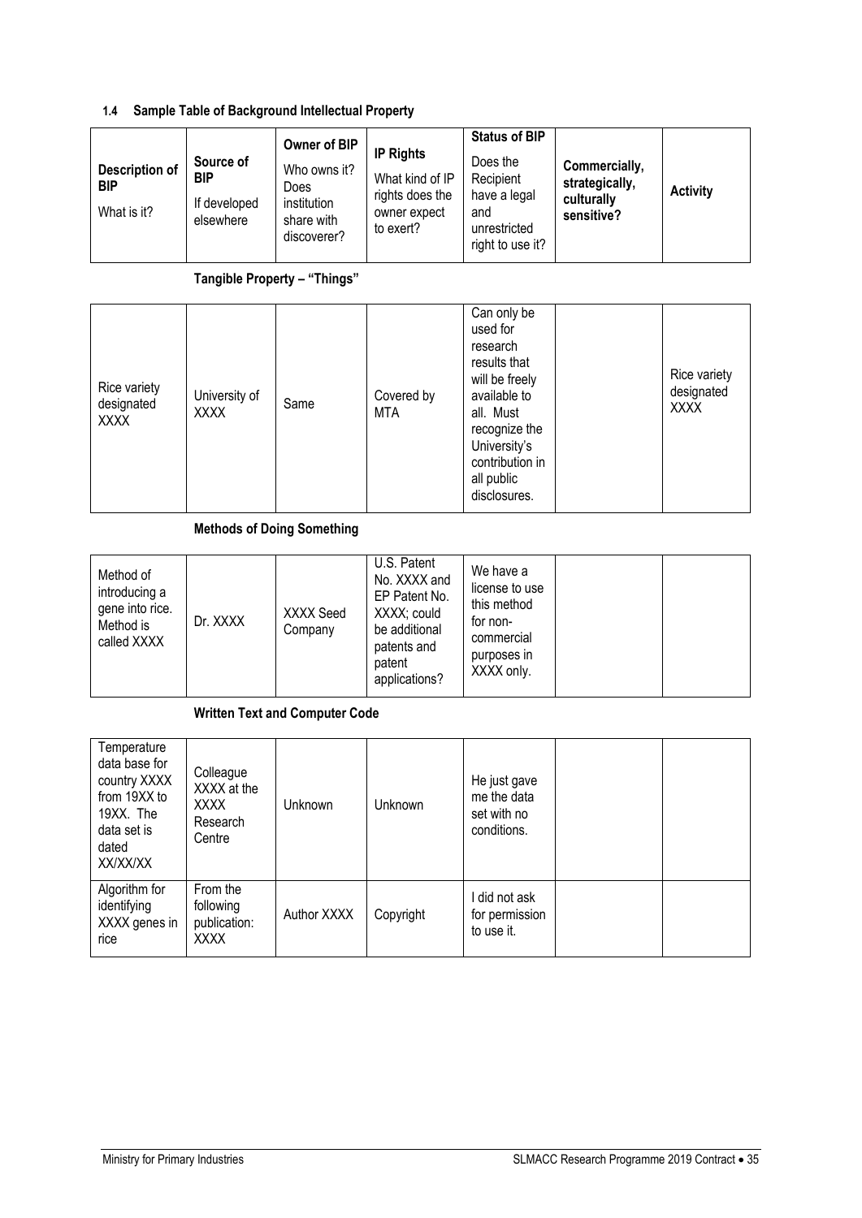#### 1.4 Sample Table of Background Intellectual Property

| Description of BIP<br>What is it? | Source of BIP<br>If developed elsewhere | Owner of BIP<br>Who owns it? Does institution share with discoverer? | IP Rights<br>What kind of IP rights does the owner expect to exert? | Status of BIP<br>Does the Recipient have a legal and unrestricted right to use it? | Commercially, strategically, culturally sensitive? | Activity |
|---|---|---|---|---|---|---|
| **Tangible Property – "Things"** | | | | | | |
| Rice variety designated XXXX | University of XXXX | Same | Covered by MTA | Can only be used for research results that will be freely available to all. Must recognize the University's contribution in all public disclosures. | | Rice variety designated XXXX |
| **Methods of Doing Something** | | | | | | |
| Method of introducing a gene into rice. Method is called XXXX | Dr. XXXX | XXXX Seed Company | U.S. Patent No. XXXX and EP Patent No. XXXX; could be additional patents and patent applications? | We have a license to use this method for non-commercial purposes in XXXX only. | | |
| **Written Text and Computer Code** | | | | | | |
| Temperature data base for country XXXX from 19XX to 19XX. The data set is dated XX/XX/XX | Colleague XXXX at the XXXX Research Centre | Unknown | Unknown | He just gave me the data set with no conditions. | | |
| Algorithm for identifying XXXX genes in rice | From the following publication: XXXX | Author XXXX | Copyright | I did not ask for permission to use it. | | |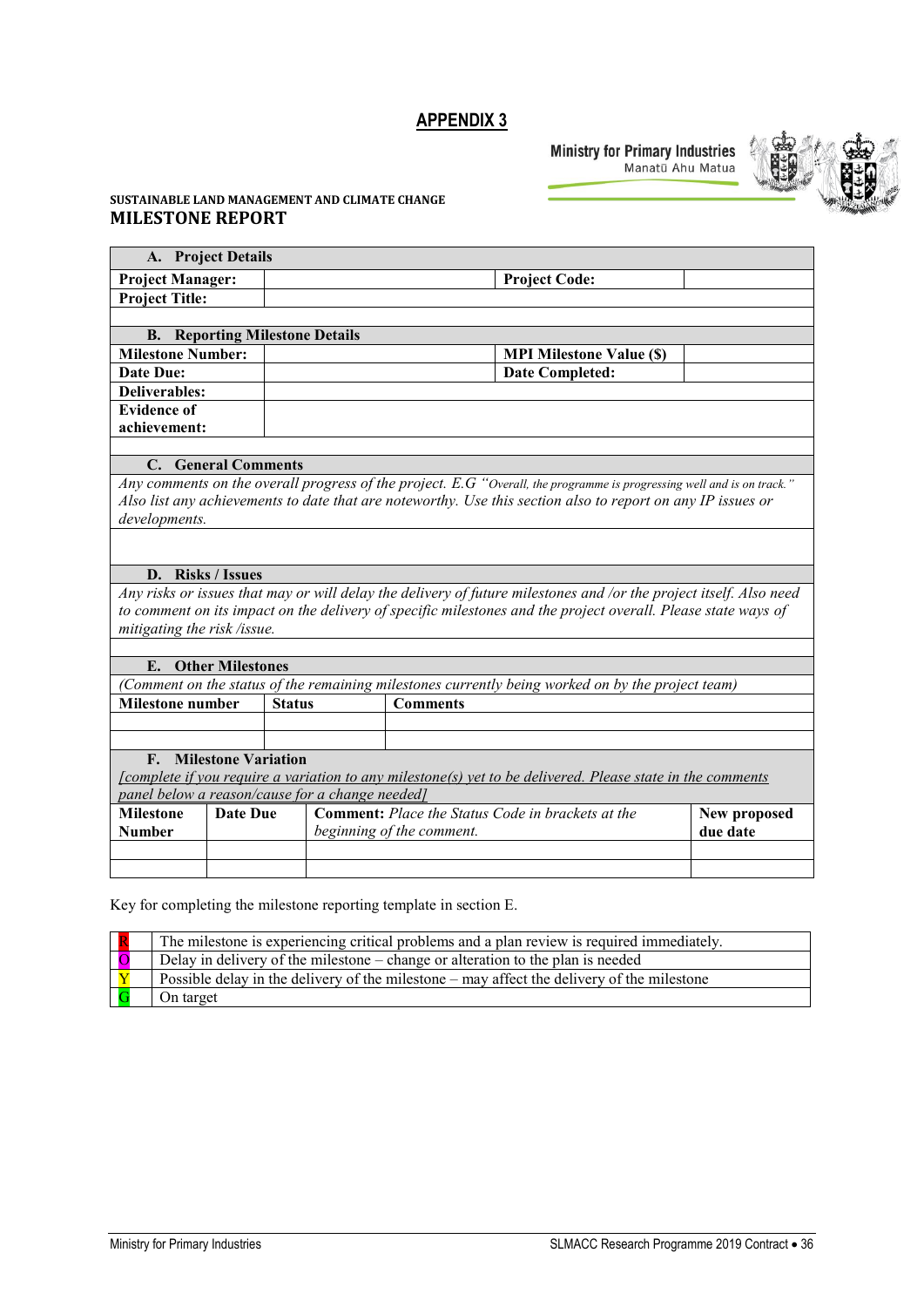# APPENDIX 3

Ministry for Primary Industries
Manatū Ahu Matua

**SUSTAINABLE LAND MANAGEMENT AND CLIMATE CHANGE**

## MILESTONE REPORT

| **A. Project Details** | | | |
|---|---|---|---|
| **Project Manager:** | | **Project Code:** | |
| **Project Title:** | | | |

| **B. Reporting Milestone Details** | | | |
|---|---|---|---|
| **Milestone Number:** | | **MPI Milestone Value ($)** | |
| **Date Due:** | | **Date Completed:** | |
| **Deliverables:** | | | |
| **Evidence of achievement:** | | | |

**C. General Comments**

*Any comments on the overall progress of the project. E.G "Overall, the programme is progressing well and is on track." Also list any achievements to date that are noteworthy. Use this section also to report on any IP issues or developments.*

**D. Risks / Issues**

*Any risks or issues that may or will delay the delivery of future milestones and /or the project itself. Also need to comment on its impact on the delivery of specific milestones and the project overall. Please state ways of mitigating the risk /issue.*

**E. Other Milestones**

*(Comment on the status of the remaining milestones currently being worked on by the project team)*

| **Milestone number** | **Status** | **Comments** |
|---|---|---|
| | | |
| | | |

**F. Milestone Variation**

*[complete if you require a variation to any milestone(s) yet to be delivered. Please state in the comments panel below a reason/cause for a change needed]*

| **Milestone Number** | **Date Due** | **Comment:** *Place the Status Code in brackets at the beginning of the comment.* | **New proposed due date** |
|---|---|---|---|
| | | | |
| | | | |

Key for completing the milestone reporting template in section E.

| | |
|---|---|
| R | The milestone is experiencing critical problems and a plan review is required immediately. |
| O | Delay in delivery of the milestone – change or alteration to the plan is needed |
| Y | Possible delay in the delivery of the milestone – may affect the delivery of the milestone |
| G | On target |